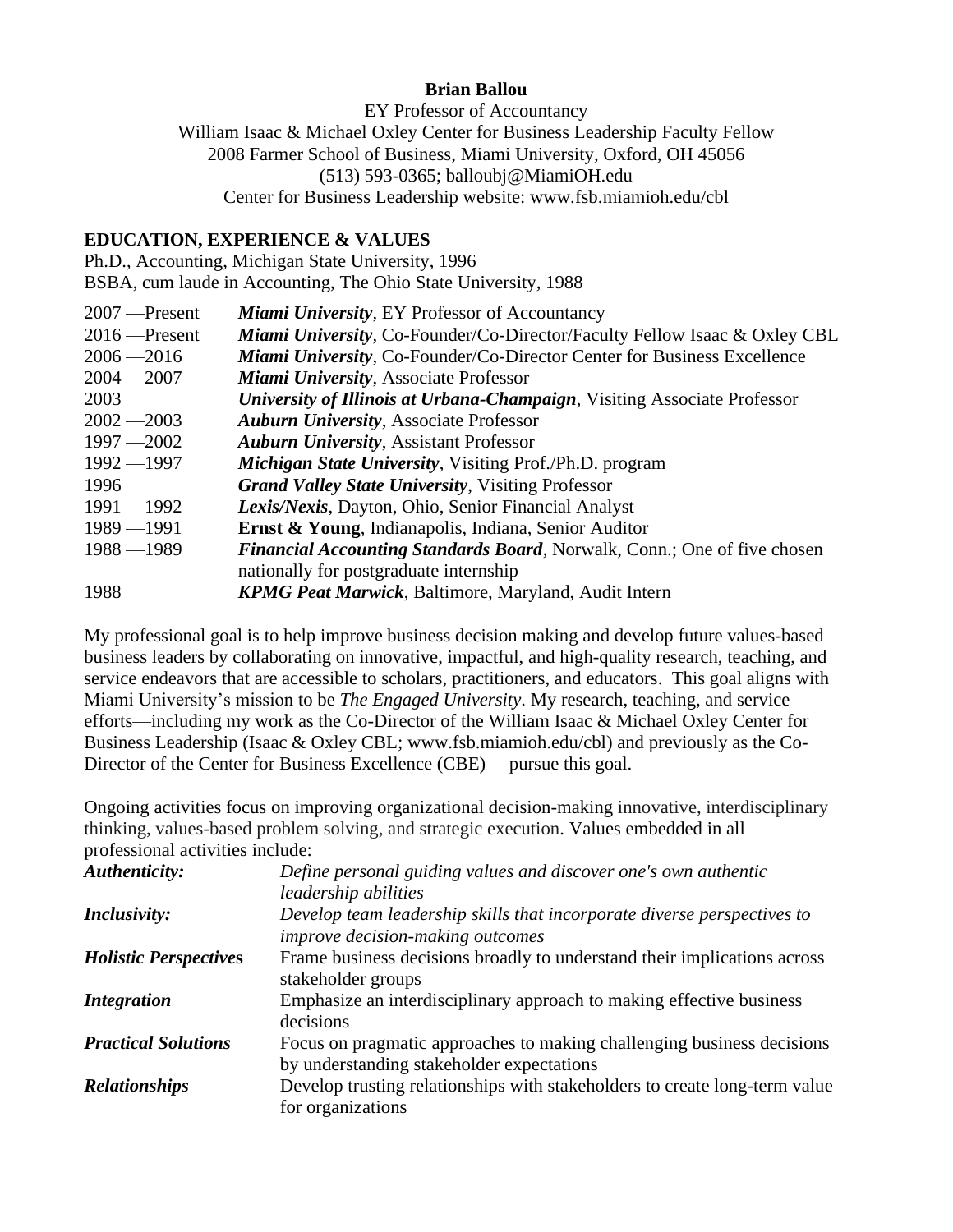**Brian Ballou**

EY Professor of Accountancy
William Isaac & Michael Oxley Center for Business Leadership Faculty Fellow
2008 Farmer School of Business, Miami University, Oxford, OH 45056
(513) 593-0365; balloubj@MiamiOH.edu
Center for Business Leadership website: www.fsb.miamioh.edu/cbl

## EDUCATION, EXPERIENCE & VALUES

Ph.D., Accounting, Michigan State University, 1996
BSBA, cum laude in Accounting, The Ohio State University, 1988

| | |
|---|---|
| 2007 —Present | ***Miami University***, EY Professor of Accountancy |
| 2016 —Present | ***Miami University***, Co-Founder/Co-Director/Faculty Fellow Isaac & Oxley CBL |
| 2006 —2016 | ***Miami University***, Co-Founder/Co-Director Center for Business Excellence |
| 2004 —2007 | ***Miami University***, Associate Professor |
| 2003 | ***University of Illinois at Urbana-Champaign***, Visiting Associate Professor |
| 2002 —2003 | ***Auburn University***, Associate Professor |
| 1997 —2002 | ***Auburn University***, Assistant Professor |
| 1992 —1997 | ***Michigan State University***, Visiting Prof./Ph.D. program |
| 1996 | ***Grand Valley State University***, Visiting Professor |
| 1991 —1992 | ***Lexis/Nexis***, Dayton, Ohio, Senior Financial Analyst |
| 1989 —1991 | **Ernst & Young**, Indianapolis, Indiana, Senior Auditor |
| 1988 —1989 | ***Financial Accounting Standards Board***, Norwalk, Conn.; One of five chosen nationally for postgraduate internship |
| 1988 | ***KPMG Peat Marwick***, Baltimore, Maryland, Audit Intern |

My professional goal is to help improve business decision making and develop future values-based business leaders by collaborating on innovative, impactful, and high-quality research, teaching, and service endeavors that are accessible to scholars, practitioners, and educators. This goal aligns with Miami University's mission to be *The Engaged University*. My research, teaching, and service efforts—including my work as the Co-Director of the William Isaac & Michael Oxley Center for Business Leadership (Isaac & Oxley CBL; www.fsb.miamioh.edu/cbl) and previously as the Co-Director of the Center for Business Excellence (CBE)— pursue this goal.

Ongoing activities focus on improving organizational decision-making innovative, interdisciplinary thinking, values-based problem solving, and strategic execution. Values embedded in all professional activities include:

| | |
|---|---|
| ***Authenticity:*** | *Define personal guiding values and discover one's own authentic leadership abilities* |
| ***Inclusivity:*** | *Develop team leadership skills that incorporate diverse perspectives to improve decision-making outcomes* |
| ***Holistic Perspectives*** | Frame business decisions broadly to understand their implications across stakeholder groups |
| ***Integration*** | Emphasize an interdisciplinary approach to making effective business decisions |
| ***Practical Solutions*** | Focus on pragmatic approaches to making challenging business decisions by understanding stakeholder expectations |
| ***Relationships*** | Develop trusting relationships with stakeholders to create long-term value for organizations |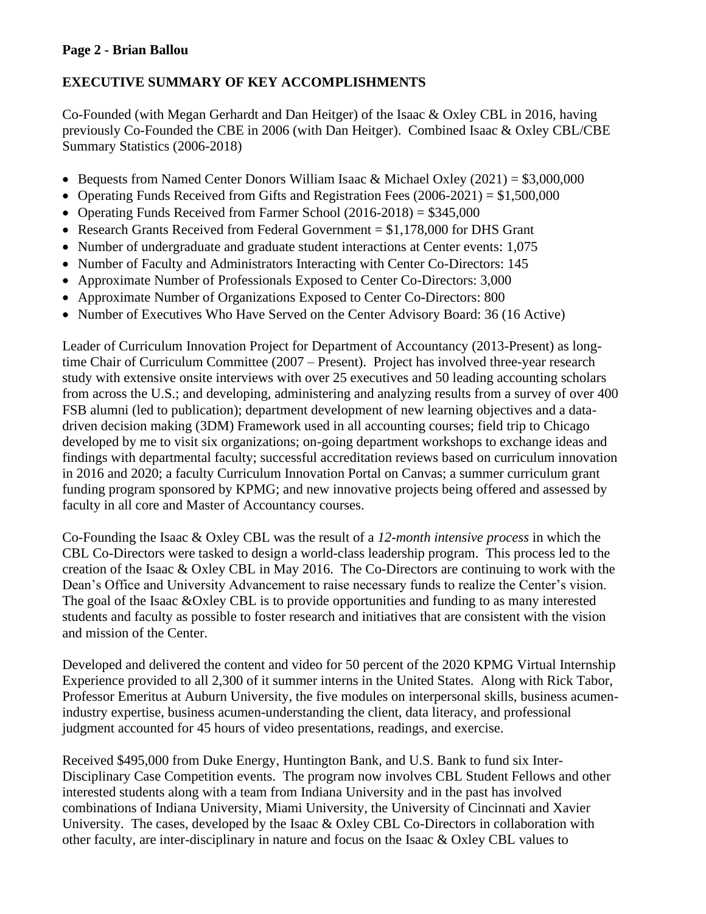## EXECUTIVE SUMMARY OF KEY ACCOMPLISHMENTS

Co-Founded (with Megan Gerhardt and Dan Heitger) of the Isaac & Oxley CBL in 2016, having previously Co-Founded the CBE in 2006 (with Dan Heitger). Combined Isaac & Oxley CBL/CBE Summary Statistics (2006-2018)

- Bequests from Named Center Donors William Isaac & Michael Oxley (2021) = $3,000,000
- Operating Funds Received from Gifts and Registration Fees (2006-2021) = $1,500,000
- Operating Funds Received from Farmer School (2016-2018) = $345,000
- Research Grants Received from Federal Government = $1,178,000 for DHS Grant
- Number of undergraduate and graduate student interactions at Center events: 1,075
- Number of Faculty and Administrators Interacting with Center Co-Directors: 145
- Approximate Number of Professionals Exposed to Center Co-Directors: 3,000
- Approximate Number of Organizations Exposed to Center Co-Directors: 800
- Number of Executives Who Have Served on the Center Advisory Board: 36 (16 Active)

Leader of Curriculum Innovation Project for Department of Accountancy (2013-Present) as long-time Chair of Curriculum Committee (2007 – Present). Project has involved three-year research study with extensive onsite interviews with over 25 executives and 50 leading accounting scholars from across the U.S.; and developing, administering and analyzing results from a survey of over 400 FSB alumni (led to publication); department development of new learning objectives and a data-driven decision making (3DM) Framework used in all accounting courses; field trip to Chicago developed by me to visit six organizations; on-going department workshops to exchange ideas and findings with departmental faculty; successful accreditation reviews based on curriculum innovation in 2016 and 2020; a faculty Curriculum Innovation Portal on Canvas; a summer curriculum grant funding program sponsored by KPMG; and new innovative projects being offered and assessed by faculty in all core and Master of Accountancy courses.

Co-Founding the Isaac & Oxley CBL was the result of a *12-month intensive process* in which the CBL Co-Directors were tasked to design a world-class leadership program. This process led to the creation of the Isaac & Oxley CBL in May 2016. The Co-Directors are continuing to work with the Dean's Office and University Advancement to raise necessary funds to realize the Center's vision. The goal of the Isaac &Oxley CBL is to provide opportunities and funding to as many interested students and faculty as possible to foster research and initiatives that are consistent with the vision and mission of the Center.

Developed and delivered the content and video for 50 percent of the 2020 KPMG Virtual Internship Experience provided to all 2,300 of it summer interns in the United States. Along with Rick Tabor, Professor Emeritus at Auburn University, the five modules on interpersonal skills, business acumen-industry expertise, business acumen-understanding the client, data literacy, and professional judgment accounted for 45 hours of video presentations, readings, and exercise.

Received $495,000 from Duke Energy, Huntington Bank, and U.S. Bank to fund six Inter-Disciplinary Case Competition events. The program now involves CBL Student Fellows and other interested students along with a team from Indiana University and in the past has involved combinations of Indiana University, Miami University, the University of Cincinnati and Xavier University. The cases, developed by the Isaac & Oxley CBL Co-Directors in collaboration with other faculty, are inter-disciplinary in nature and focus on the Isaac & Oxley CBL values to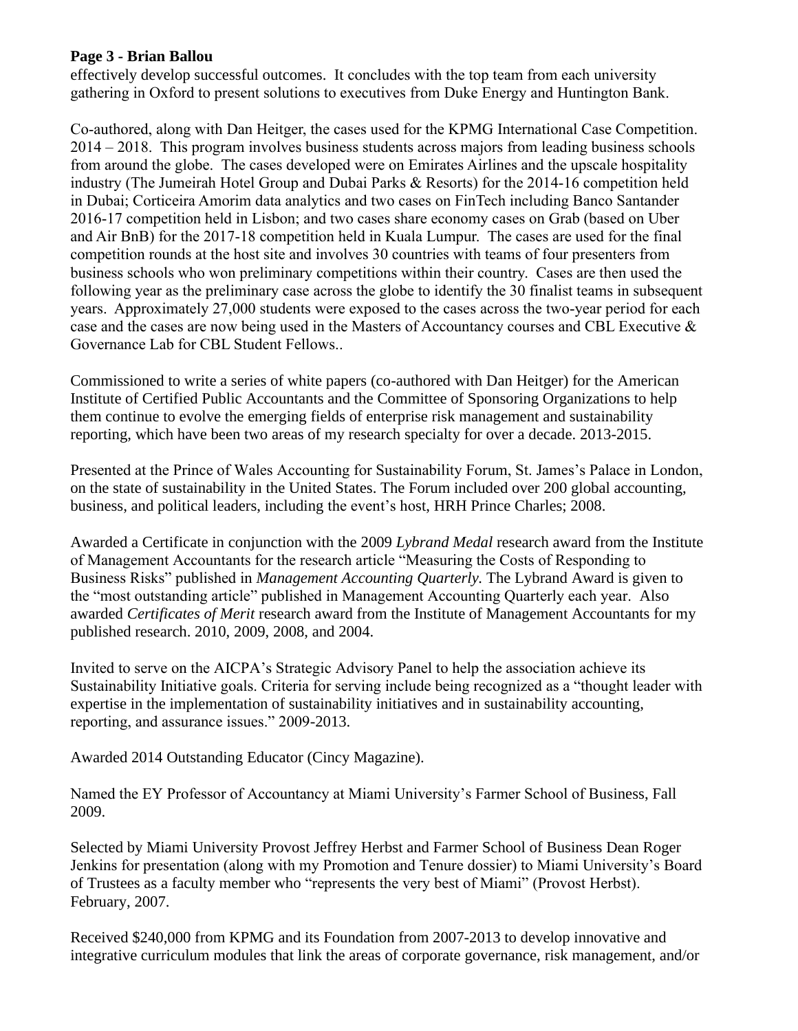effectively develop successful outcomes. It concludes with the top team from each university gathering in Oxford to present solutions to executives from Duke Energy and Huntington Bank.

Co-authored, along with Dan Heitger, the cases used for the KPMG International Case Competition. 2014 – 2018. This program involves business students across majors from leading business schools from around the globe. The cases developed were on Emirates Airlines and the upscale hospitality industry (The Jumeirah Hotel Group and Dubai Parks & Resorts) for the 2014-16 competition held in Dubai; Corticeira Amorim data analytics and two cases on FinTech including Banco Santander 2016-17 competition held in Lisbon; and two cases share economy cases on Grab (based on Uber and Air BnB) for the 2017-18 competition held in Kuala Lumpur. The cases are used for the final competition rounds at the host site and involves 30 countries with teams of four presenters from business schools who won preliminary competitions within their country. Cases are then used the following year as the preliminary case across the globe to identify the 30 finalist teams in subsequent years. Approximately 27,000 students were exposed to the cases across the two-year period for each case and the cases are now being used in the Masters of Accountancy courses and CBL Executive & Governance Lab for CBL Student Fellows..

Commissioned to write a series of white papers (co-authored with Dan Heitger) for the American Institute of Certified Public Accountants and the Committee of Sponsoring Organizations to help them continue to evolve the emerging fields of enterprise risk management and sustainability reporting, which have been two areas of my research specialty for over a decade. 2013-2015.

Presented at the Prince of Wales Accounting for Sustainability Forum, St. James's Palace in London, on the state of sustainability in the United States. The Forum included over 200 global accounting, business, and political leaders, including the event's host, HRH Prince Charles; 2008.

Awarded a Certificate in conjunction with the 2009 *Lybrand Medal* research award from the Institute of Management Accountants for the research article "Measuring the Costs of Responding to Business Risks" published in *Management Accounting Quarterly.* The Lybrand Award is given to the "most outstanding article" published in Management Accounting Quarterly each year. Also awarded *Certificates of Merit* research award from the Institute of Management Accountants for my published research. 2010, 2009, 2008, and 2004.

Invited to serve on the AICPA's Strategic Advisory Panel to help the association achieve its Sustainability Initiative goals. Criteria for serving include being recognized as a "thought leader with expertise in the implementation of sustainability initiatives and in sustainability accounting, reporting, and assurance issues." 2009-2013.

Awarded 2014 Outstanding Educator (Cincy Magazine).

Named the EY Professor of Accountancy at Miami University's Farmer School of Business, Fall 2009.

Selected by Miami University Provost Jeffrey Herbst and Farmer School of Business Dean Roger Jenkins for presentation (along with my Promotion and Tenure dossier) to Miami University's Board of Trustees as a faculty member who "represents the very best of Miami" (Provost Herbst). February, 2007.

Received $240,000 from KPMG and its Foundation from 2007-2013 to develop innovative and integrative curriculum modules that link the areas of corporate governance, risk management, and/or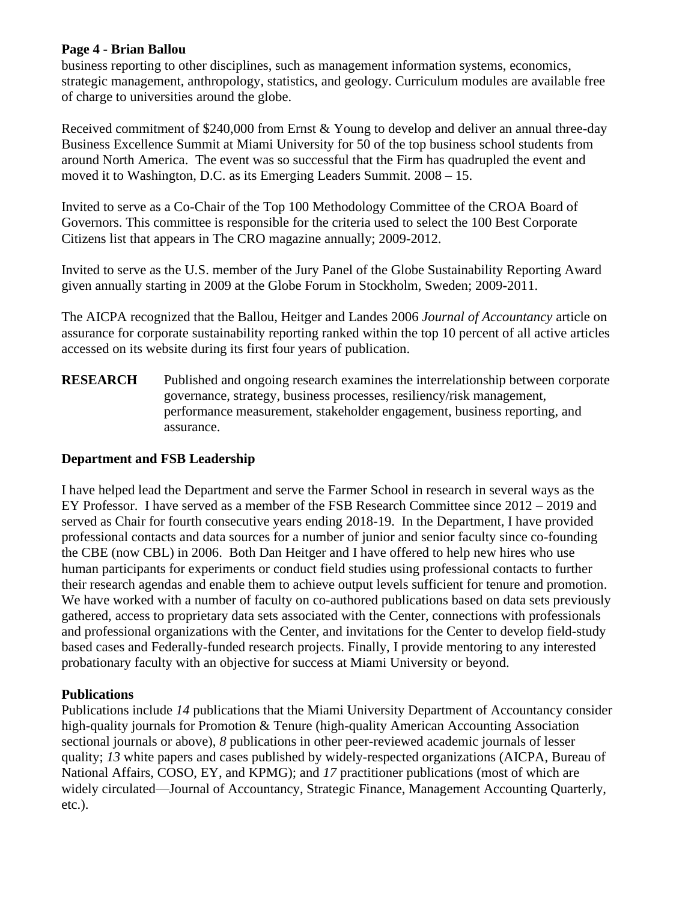business reporting to other disciplines, such as management information systems, economics, strategic management, anthropology, statistics, and geology. Curriculum modules are available free of charge to universities around the globe.

Received commitment of $240,000 from Ernst & Young to develop and deliver an annual three-day Business Excellence Summit at Miami University for 50 of the top business school students from around North America. The event was so successful that the Firm has quadrupled the event and moved it to Washington, D.C. as its Emerging Leaders Summit. 2008 – 15.

Invited to serve as a Co-Chair of the Top 100 Methodology Committee of the CROA Board of Governors. This committee is responsible for the criteria used to select the 100 Best Corporate Citizens list that appears in The CRO magazine annually; 2009-2012.

Invited to serve as the U.S. member of the Jury Panel of the Globe Sustainability Reporting Award given annually starting in 2009 at the Globe Forum in Stockholm, Sweden; 2009-2011.

The AICPA recognized that the Ballou, Heitger and Landes 2006 *Journal of Accountancy* article on assurance for corporate sustainability reporting ranked within the top 10 percent of all active articles accessed on its website during its first four years of publication.

**RESEARCH** Published and ongoing research examines the interrelationship between corporate governance, strategy, business processes, resiliency/risk management, performance measurement, stakeholder engagement, business reporting, and assurance.

## Department and FSB Leadership

I have helped lead the Department and serve the Farmer School in research in several ways as the EY Professor. I have served as a member of the FSB Research Committee since 2012 – 2019 and served as Chair for fourth consecutive years ending 2018-19. In the Department, I have provided professional contacts and data sources for a number of junior and senior faculty since co-founding the CBE (now CBL) in 2006. Both Dan Heitger and I have offered to help new hires who use human participants for experiments or conduct field studies using professional contacts to further their research agendas and enable them to achieve output levels sufficient for tenure and promotion. We have worked with a number of faculty on co-authored publications based on data sets previously gathered, access to proprietary data sets associated with the Center, connections with professionals and professional organizations with the Center, and invitations for the Center to develop field-study based cases and Federally-funded research projects. Finally, I provide mentoring to any interested probationary faculty with an objective for success at Miami University or beyond.

## Publications

Publications include *14* publications that the Miami University Department of Accountancy consider high-quality journals for Promotion & Tenure (high-quality American Accounting Association sectional journals or above), *8* publications in other peer-reviewed academic journals of lesser quality; *13* white papers and cases published by widely-respected organizations (AICPA, Bureau of National Affairs, COSO, EY, and KPMG); and *17* practitioner publications (most of which are widely circulated—Journal of Accountancy, Strategic Finance, Management Accounting Quarterly, etc.).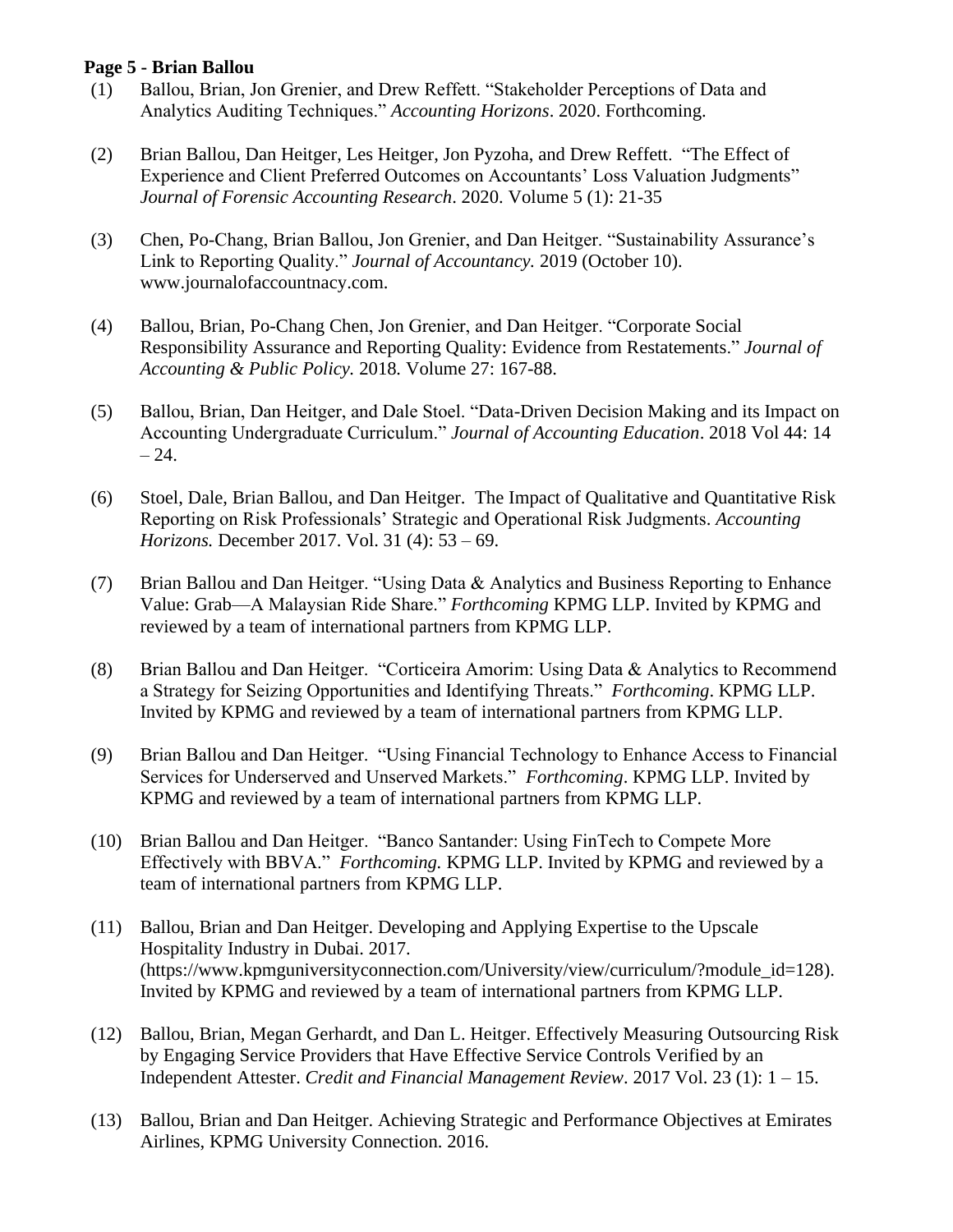(1) Ballou, Brian, Jon Grenier, and Drew Reffett. "Stakeholder Perceptions of Data and Analytics Auditing Techniques." *Accounting Horizons*. 2020. Forthcoming.

(2) Brian Ballou, Dan Heitger, Les Heitger, Jon Pyzoha, and Drew Reffett. "The Effect of Experience and Client Preferred Outcomes on Accountants' Loss Valuation Judgments" *Journal of Forensic Accounting Research*. 2020. Volume 5 (1): 21-35

(3) Chen, Po-Chang, Brian Ballou, Jon Grenier, and Dan Heitger. "Sustainability Assurance's Link to Reporting Quality." *Journal of Accountancy.* 2019 (October 10). www.journalofaccountnacy.com.

(4) Ballou, Brian, Po-Chang Chen, Jon Grenier, and Dan Heitger. "Corporate Social Responsibility Assurance and Reporting Quality: Evidence from Restatements." *Journal of Accounting & Public Policy.* 2018. Volume 27: 167-88.

(5) Ballou, Brian, Dan Heitger, and Dale Stoel. "Data-Driven Decision Making and its Impact on Accounting Undergraduate Curriculum." *Journal of Accounting Education*. 2018 Vol 44: 14 – 24.

(6) Stoel, Dale, Brian Ballou, and Dan Heitger. The Impact of Qualitative and Quantitative Risk Reporting on Risk Professionals' Strategic and Operational Risk Judgments. *Accounting Horizons.* December 2017. Vol. 31 (4): 53 – 69.

(7) Brian Ballou and Dan Heitger. "Using Data & Analytics and Business Reporting to Enhance Value: Grab—A Malaysian Ride Share." *Forthcoming* KPMG LLP. Invited by KPMG and reviewed by a team of international partners from KPMG LLP.

(8) Brian Ballou and Dan Heitger. "Corticeira Amorim: Using Data & Analytics to Recommend a Strategy for Seizing Opportunities and Identifying Threats." *Forthcoming*. KPMG LLP. Invited by KPMG and reviewed by a team of international partners from KPMG LLP.

(9) Brian Ballou and Dan Heitger. "Using Financial Technology to Enhance Access to Financial Services for Underserved and Unserved Markets." *Forthcoming*. KPMG LLP. Invited by KPMG and reviewed by a team of international partners from KPMG LLP.

(10) Brian Ballou and Dan Heitger. "Banco Santander: Using FinTech to Compete More Effectively with BBVA." *Forthcoming.* KPMG LLP. Invited by KPMG and reviewed by a team of international partners from KPMG LLP.

(11) Ballou, Brian and Dan Heitger. Developing and Applying Expertise to the Upscale Hospitality Industry in Dubai. 2017. (https://www.kpmguniversityconnection.com/University/view/curriculum/?module_id=128). Invited by KPMG and reviewed by a team of international partners from KPMG LLP.

(12) Ballou, Brian, Megan Gerhardt, and Dan L. Heitger. Effectively Measuring Outsourcing Risk by Engaging Service Providers that Have Effective Service Controls Verified by an Independent Attester. *Credit and Financial Management Review*. 2017 Vol. 23 (1): 1 – 15.

(13) Ballou, Brian and Dan Heitger. Achieving Strategic and Performance Objectives at Emirates Airlines, KPMG University Connection. 2016.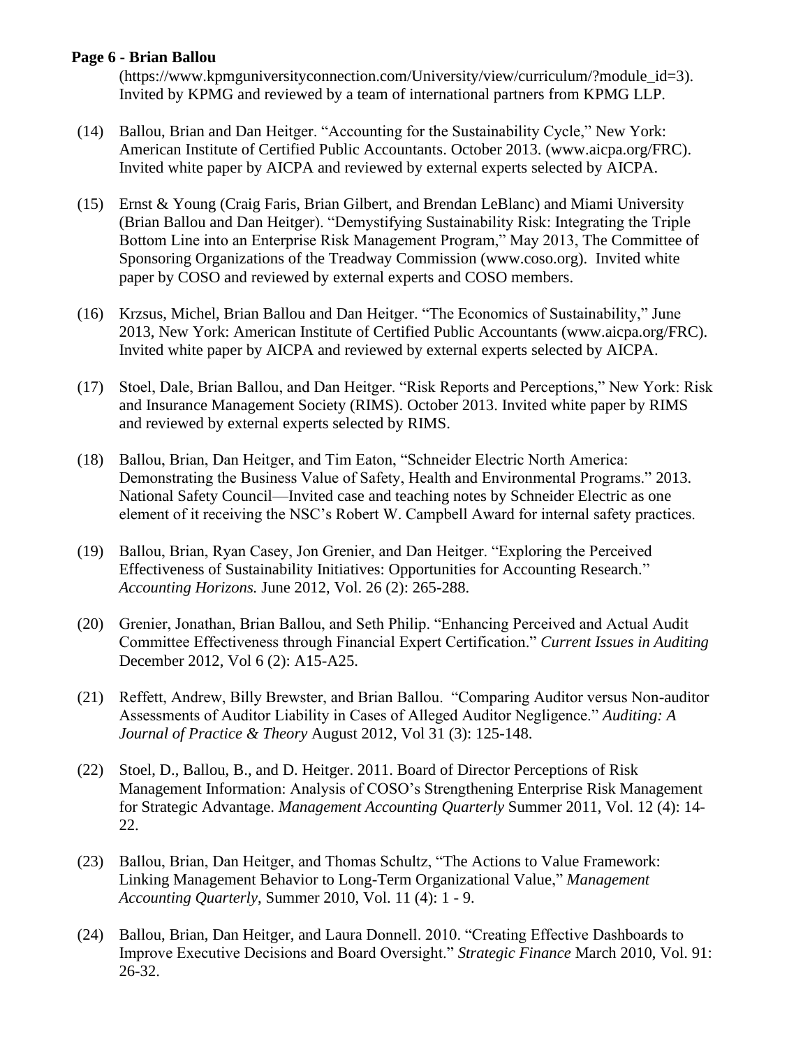(https://www.kpmguniversityconnection.com/University/view/curriculum/?module_id=3). Invited by KPMG and reviewed by a team of international partners from KPMG LLP.

(14) Ballou, Brian and Dan Heitger. "Accounting for the Sustainability Cycle," New York: American Institute of Certified Public Accountants. October 2013. (www.aicpa.org/FRC). Invited white paper by AICPA and reviewed by external experts selected by AICPA.

(15) Ernst & Young (Craig Faris, Brian Gilbert, and Brendan LeBlanc) and Miami University (Brian Ballou and Dan Heitger). "Demystifying Sustainability Risk: Integrating the Triple Bottom Line into an Enterprise Risk Management Program," May 2013, The Committee of Sponsoring Organizations of the Treadway Commission (www.coso.org). Invited white paper by COSO and reviewed by external experts and COSO members.

(16) Krzsus, Michel, Brian Ballou and Dan Heitger. "The Economics of Sustainability," June 2013, New York: American Institute of Certified Public Accountants (www.aicpa.org/FRC). Invited white paper by AICPA and reviewed by external experts selected by AICPA.

(17) Stoel, Dale, Brian Ballou, and Dan Heitger. "Risk Reports and Perceptions," New York: Risk and Insurance Management Society (RIMS). October 2013. Invited white paper by RIMS and reviewed by external experts selected by RIMS.

(18) Ballou, Brian, Dan Heitger, and Tim Eaton, "Schneider Electric North America: Demonstrating the Business Value of Safety, Health and Environmental Programs." 2013. National Safety Council—Invited case and teaching notes by Schneider Electric as one element of it receiving the NSC's Robert W. Campbell Award for internal safety practices.

(19) Ballou, Brian, Ryan Casey, Jon Grenier, and Dan Heitger. "Exploring the Perceived Effectiveness of Sustainability Initiatives: Opportunities for Accounting Research." *Accounting Horizons.* June 2012, Vol. 26 (2): 265-288.

(20) Grenier, Jonathan, Brian Ballou, and Seth Philip. "Enhancing Perceived and Actual Audit Committee Effectiveness through Financial Expert Certification." *Current Issues in Auditing* December 2012, Vol 6 (2): A15-A25.

(21) Reffett, Andrew, Billy Brewster, and Brian Ballou. "Comparing Auditor versus Non-auditor Assessments of Auditor Liability in Cases of Alleged Auditor Negligence." *Auditing: A Journal of Practice & Theory* August 2012, Vol 31 (3): 125-148.

(22) Stoel, D., Ballou, B., and D. Heitger. 2011. Board of Director Perceptions of Risk Management Information: Analysis of COSO's Strengthening Enterprise Risk Management for Strategic Advantage. *Management Accounting Quarterly* Summer 2011, Vol. 12 (4): 14-22.

(23) Ballou, Brian, Dan Heitger, and Thomas Schultz, "The Actions to Value Framework: Linking Management Behavior to Long-Term Organizational Value," *Management Accounting Quarterly*, Summer 2010, Vol. 11 (4): 1 - 9.

(24) Ballou, Brian, Dan Heitger, and Laura Donnell. 2010. "Creating Effective Dashboards to Improve Executive Decisions and Board Oversight." *Strategic Finance* March 2010, Vol. 91: 26-32.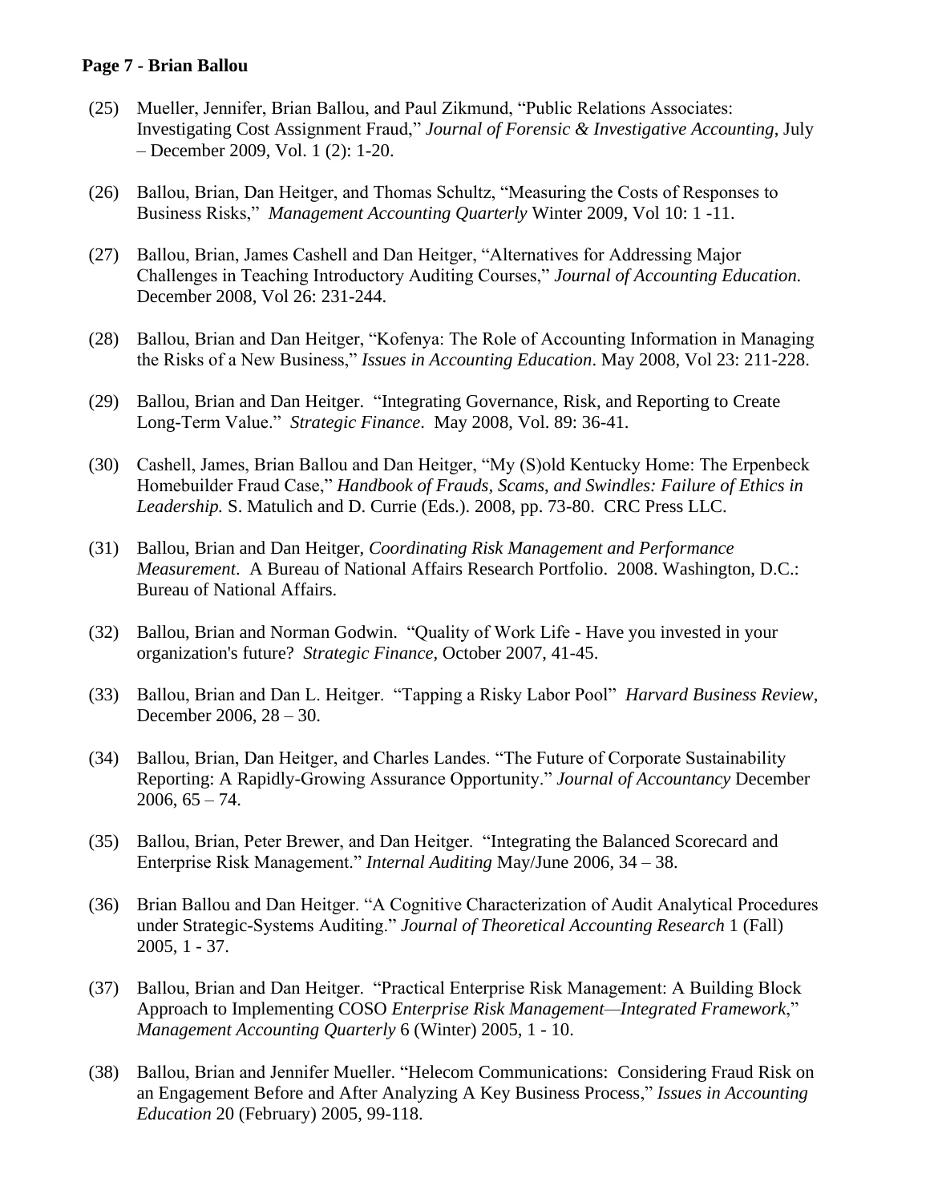(25) Mueller, Jennifer, Brian Ballou, and Paul Zikmund, “Public Relations Associates: Investigating Cost Assignment Fraud,” *Journal of Forensic & Investigative Accounting*, July – December 2009, Vol. 1 (2): 1-20.

(26) Ballou, Brian, Dan Heitger, and Thomas Schultz, “Measuring the Costs of Responses to Business Risks,” *Management Accounting Quarterly* Winter 2009, Vol 10: 1 -11.

(27) Ballou, Brian, James Cashell and Dan Heitger, “Alternatives for Addressing Major Challenges in Teaching Introductory Auditing Courses,” *Journal of Accounting Education.* December 2008, Vol 26: 231-244.

(28) Ballou, Brian and Dan Heitger, “Kofenya: The Role of Accounting Information in Managing the Risks of a New Business,” *Issues in Accounting Education*. May 2008, Vol 23: 211-228.

(29) Ballou, Brian and Dan Heitger. “Integrating Governance, Risk, and Reporting to Create Long-Term Value.” *Strategic Finance*. May 2008, Vol. 89: 36-41.

(30) Cashell, James, Brian Ballou and Dan Heitger, “My (S)old Kentucky Home: The Erpenbeck Homebuilder Fraud Case,” *Handbook of Frauds, Scams, and Swindles: Failure of Ethics in Leadership.* S. Matulich and D. Currie (Eds.). 2008, pp. 73-80. CRC Press LLC.

(31) Ballou, Brian and Dan Heitger, *Coordinating Risk Management and Performance Measurement*. A Bureau of National Affairs Research Portfolio. 2008. Washington, D.C.: Bureau of National Affairs.

(32) Ballou, Brian and Norman Godwin. “Quality of Work Life - Have you invested in your organization's future? *Strategic Finance*, October 2007, 41-45.

(33) Ballou, Brian and Dan L. Heitger. “Tapping a Risky Labor Pool” *Harvard Business Review*, December 2006, 28 – 30.

(34) Ballou, Brian, Dan Heitger, and Charles Landes. “The Future of Corporate Sustainability Reporting: A Rapidly-Growing Assurance Opportunity.” *Journal of Accountancy* December 2006, 65 – 74.

(35) Ballou, Brian, Peter Brewer, and Dan Heitger. “Integrating the Balanced Scorecard and Enterprise Risk Management.” *Internal Auditing* May/June 2006, 34 – 38.

(36) Brian Ballou and Dan Heitger. “A Cognitive Characterization of Audit Analytical Procedures under Strategic-Systems Auditing.” *Journal of Theoretical Accounting Research* 1 (Fall) 2005, 1 - 37.

(37) Ballou, Brian and Dan Heitger. “Practical Enterprise Risk Management: A Building Block Approach to Implementing COSO *Enterprise Risk Management—Integrated Framework*,” *Management Accounting Quarterly* 6 (Winter) 2005, 1 - 10.

(38) Ballou, Brian and Jennifer Mueller. “Helecom Communications: Considering Fraud Risk on an Engagement Before and After Analyzing A Key Business Process,” *Issues in Accounting Education* 20 (February) 2005, 99-118.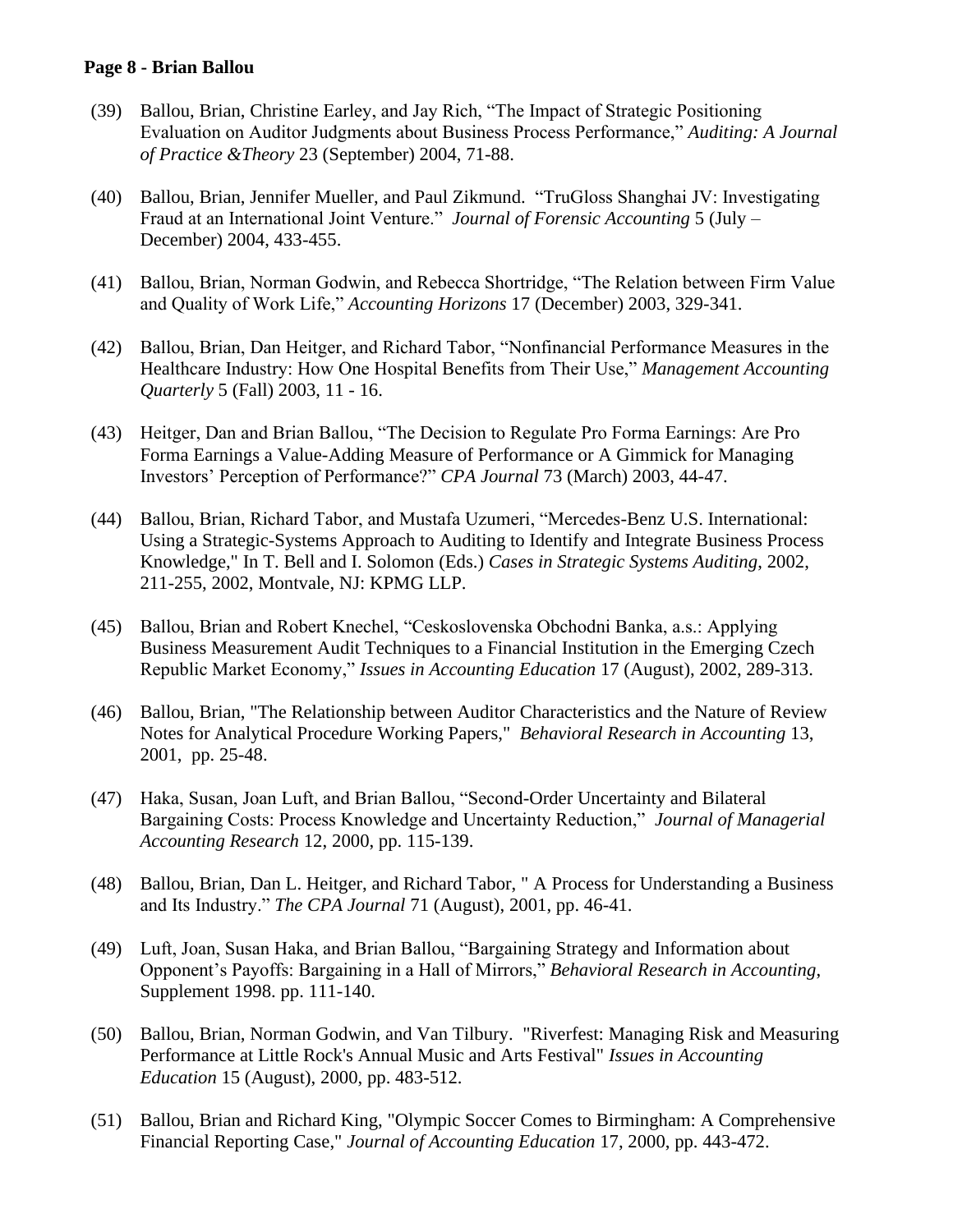(39) Ballou, Brian, Christine Earley, and Jay Rich, "The Impact of Strategic Positioning Evaluation on Auditor Judgments about Business Process Performance," *Auditing: A Journal of Practice &Theory* 23 (September) 2004, 71-88.

(40) Ballou, Brian, Jennifer Mueller, and Paul Zikmund. "TruGloss Shanghai JV: Investigating Fraud at an International Joint Venture." *Journal of Forensic Accounting* 5 (July – December) 2004, 433-455.

(41) Ballou, Brian, Norman Godwin, and Rebecca Shortridge, "The Relation between Firm Value and Quality of Work Life," *Accounting Horizons* 17 (December) 2003, 329-341.

(42) Ballou, Brian, Dan Heitger, and Richard Tabor, "Nonfinancial Performance Measures in the Healthcare Industry: How One Hospital Benefits from Their Use," *Management Accounting Quarterly* 5 (Fall) 2003, 11 - 16.

(43) Heitger, Dan and Brian Ballou, "The Decision to Regulate Pro Forma Earnings: Are Pro Forma Earnings a Value-Adding Measure of Performance or A Gimmick for Managing Investors' Perception of Performance?" *CPA Journal* 73 (March) 2003, 44-47.

(44) Ballou, Brian, Richard Tabor, and Mustafa Uzumeri, "Mercedes-Benz U.S. International: Using a Strategic-Systems Approach to Auditing to Identify and Integrate Business Process Knowledge," In T. Bell and I. Solomon (Eds.) *Cases in Strategic Systems Auditing*, 2002, 211-255, 2002, Montvale, NJ: KPMG LLP.

(45) Ballou, Brian and Robert Knechel, "Ceskoslovenska Obchodni Banka, a.s.: Applying Business Measurement Audit Techniques to a Financial Institution in the Emerging Czech Republic Market Economy," *Issues in Accounting Education* 17 (August), 2002, 289-313.

(46) Ballou, Brian, "The Relationship between Auditor Characteristics and the Nature of Review Notes for Analytical Procedure Working Papers," *Behavioral Research in Accounting* 13, 2001, pp. 25-48.

(47) Haka, Susan, Joan Luft, and Brian Ballou, "Second-Order Uncertainty and Bilateral Bargaining Costs: Process Knowledge and Uncertainty Reduction," *Journal of Managerial Accounting Research* 12, 2000, pp. 115-139.

(48) Ballou, Brian, Dan L. Heitger, and Richard Tabor, " A Process for Understanding a Business and Its Industry." *The CPA Journal* 71 (August), 2001, pp. 46-41.

(49) Luft, Joan, Susan Haka, and Brian Ballou, "Bargaining Strategy and Information about Opponent's Payoffs: Bargaining in a Hall of Mirrors," *Behavioral Research in Accounting*, Supplement 1998. pp. 111-140.

(50) Ballou, Brian, Norman Godwin, and Van Tilbury. "Riverfest: Managing Risk and Measuring Performance at Little Rock's Annual Music and Arts Festival" *Issues in Accounting Education* 15 (August), 2000, pp. 483-512.

(51) Ballou, Brian and Richard King, "Olympic Soccer Comes to Birmingham: A Comprehensive Financial Reporting Case," *Journal of Accounting Education* 17, 2000, pp. 443-472.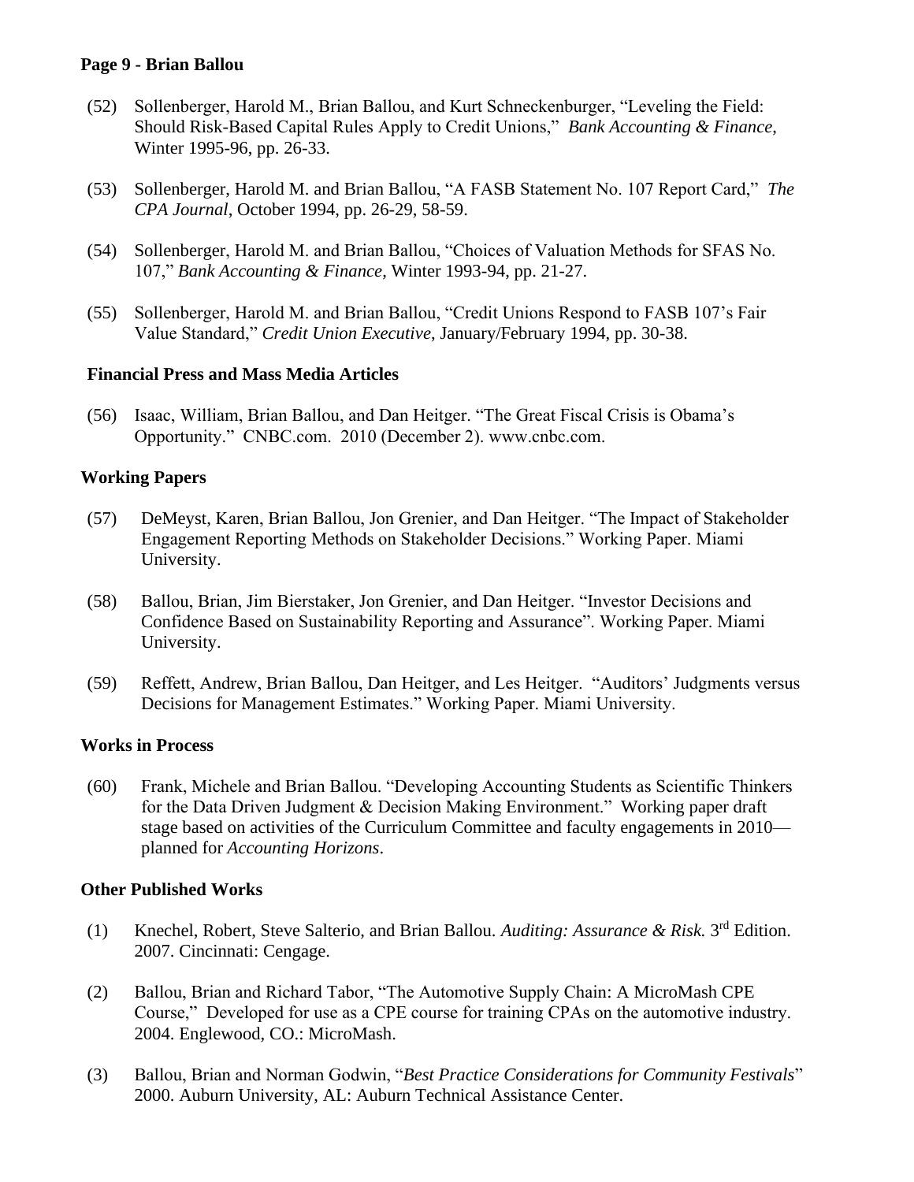(52) Sollenberger, Harold M., Brian Ballou, and Kurt Schneckenburger, “Leveling the Field: Should Risk-Based Capital Rules Apply to Credit Unions,” *Bank Accounting & Finance*, Winter 1995-96, pp. 26-33.

(53) Sollenberger, Harold M. and Brian Ballou, “A FASB Statement No. 107 Report Card,” *The CPA Journal*, October 1994, pp. 26-29, 58-59.

(54) Sollenberger, Harold M. and Brian Ballou, “Choices of Valuation Methods for SFAS No. 107,” *Bank Accounting & Finance*, Winter 1993-94, pp. 21-27.

(55) Sollenberger, Harold M. and Brian Ballou, “Credit Unions Respond to FASB 107’s Fair Value Standard,” *Credit Union Executive*, January/February 1994, pp. 30-38.

**Financial Press and Mass Media Articles**

(56) Isaac, William, Brian Ballou, and Dan Heitger. “The Great Fiscal Crisis is Obama’s Opportunity.” CNBC.com. 2010 (December 2). www.cnbc.com.

**Working Papers**

(57) DeMeyst, Karen, Brian Ballou, Jon Grenier, and Dan Heitger. “The Impact of Stakeholder Engagement Reporting Methods on Stakeholder Decisions.” Working Paper. Miami University.

(58) Ballou, Brian, Jim Bierstaker, Jon Grenier, and Dan Heitger. “Investor Decisions and Confidence Based on Sustainability Reporting and Assurance”. Working Paper. Miami University.

(59) Reffett, Andrew, Brian Ballou, Dan Heitger, and Les Heitger. “Auditors’ Judgments versus Decisions for Management Estimates.” Working Paper. Miami University.

**Works in Process**

(60) Frank, Michele and Brian Ballou. “Developing Accounting Students as Scientific Thinkers for the Data Driven Judgment & Decision Making Environment.” Working paper draft stage based on activities of the Curriculum Committee and faculty engagements in 2010—planned for *Accounting Horizons*.

**Other Published Works**

(1) Knechel, Robert, Steve Salterio, and Brian Ballou. *Auditing: Assurance & Risk.* 3rd Edition. 2007. Cincinnati: Cengage.

(2) Ballou, Brian and Richard Tabor, “The Automotive Supply Chain: A MicroMash CPE Course,” Developed for use as a CPE course for training CPAs on the automotive industry. 2004. Englewood, CO.: MicroMash.

(3) Ballou, Brian and Norman Godwin, “*Best Practice Considerations for Community Festivals*” 2000. Auburn University, AL: Auburn Technical Assistance Center.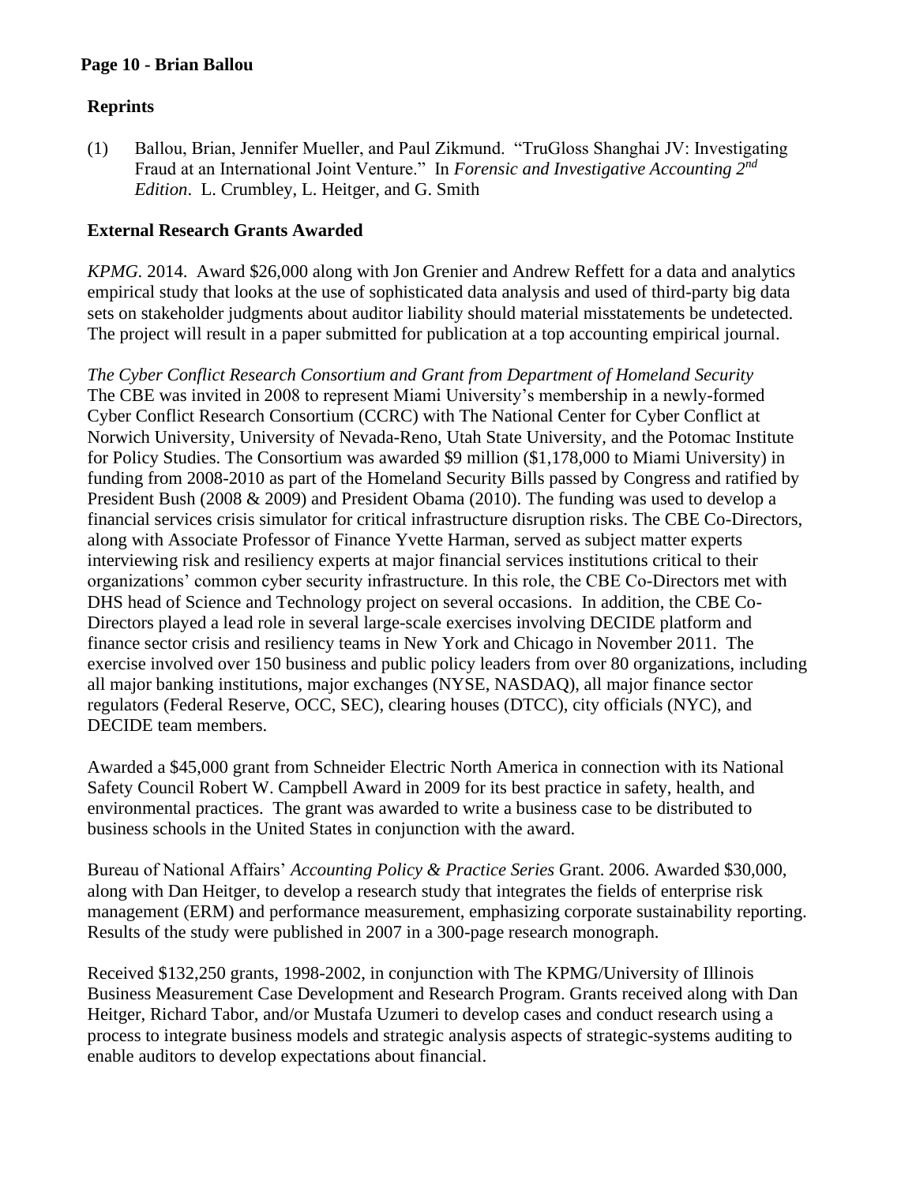## Reprints

(1) Ballou, Brian, Jennifer Mueller, and Paul Zikmund. "TruGloss Shanghai JV: Investigating Fraud at an International Joint Venture." In *Forensic and Investigative Accounting 2nd Edition*. L. Crumbley, L. Heitger, and G. Smith

## External Research Grants Awarded

*KPMG*. 2014. Award $26,000 along with Jon Grenier and Andrew Reffett for a data and analytics empirical study that looks at the use of sophisticated data analysis and used of third-party big data sets on stakeholder judgments about auditor liability should material misstatements be undetected. The project will result in a paper submitted for publication at a top accounting empirical journal.

*The Cyber Conflict Research Consortium and Grant from Department of Homeland Security*
The CBE was invited in 2008 to represent Miami University's membership in a newly-formed Cyber Conflict Research Consortium (CCRC) with The National Center for Cyber Conflict at Norwich University, University of Nevada-Reno, Utah State University, and the Potomac Institute for Policy Studies. The Consortium was awarded $9 million ($1,178,000 to Miami University) in funding from 2008-2010 as part of the Homeland Security Bills passed by Congress and ratified by President Bush (2008 & 2009) and President Obama (2010). The funding was used to develop a financial services crisis simulator for critical infrastructure disruption risks. The CBE Co-Directors, along with Associate Professor of Finance Yvette Harman, served as subject matter experts interviewing risk and resiliency experts at major financial services institutions critical to their organizations' common cyber security infrastructure. In this role, the CBE Co-Directors met with DHS head of Science and Technology project on several occasions. In addition, the CBE Co-Directors played a lead role in several large-scale exercises involving DECIDE platform and finance sector crisis and resiliency teams in New York and Chicago in November 2011. The exercise involved over 150 business and public policy leaders from over 80 organizations, including all major banking institutions, major exchanges (NYSE, NASDAQ), all major finance sector regulators (Federal Reserve, OCC, SEC), clearing houses (DTCC), city officials (NYC), and DECIDE team members.

Awarded a $45,000 grant from Schneider Electric North America in connection with its National Safety Council Robert W. Campbell Award in 2009 for its best practice in safety, health, and environmental practices. The grant was awarded to write a business case to be distributed to business schools in the United States in conjunction with the award.

Bureau of National Affairs' *Accounting Policy & Practice Series* Grant. 2006. Awarded $30,000, along with Dan Heitger, to develop a research study that integrates the fields of enterprise risk management (ERM) and performance measurement, emphasizing corporate sustainability reporting. Results of the study were published in 2007 in a 300-page research monograph.

Received $132,250 grants, 1998-2002, in conjunction with The KPMG/University of Illinois Business Measurement Case Development and Research Program. Grants received along with Dan Heitger, Richard Tabor, and/or Mustafa Uzumeri to develop cases and conduct research using a process to integrate business models and strategic analysis aspects of strategic-systems auditing to enable auditors to develop expectations about financial.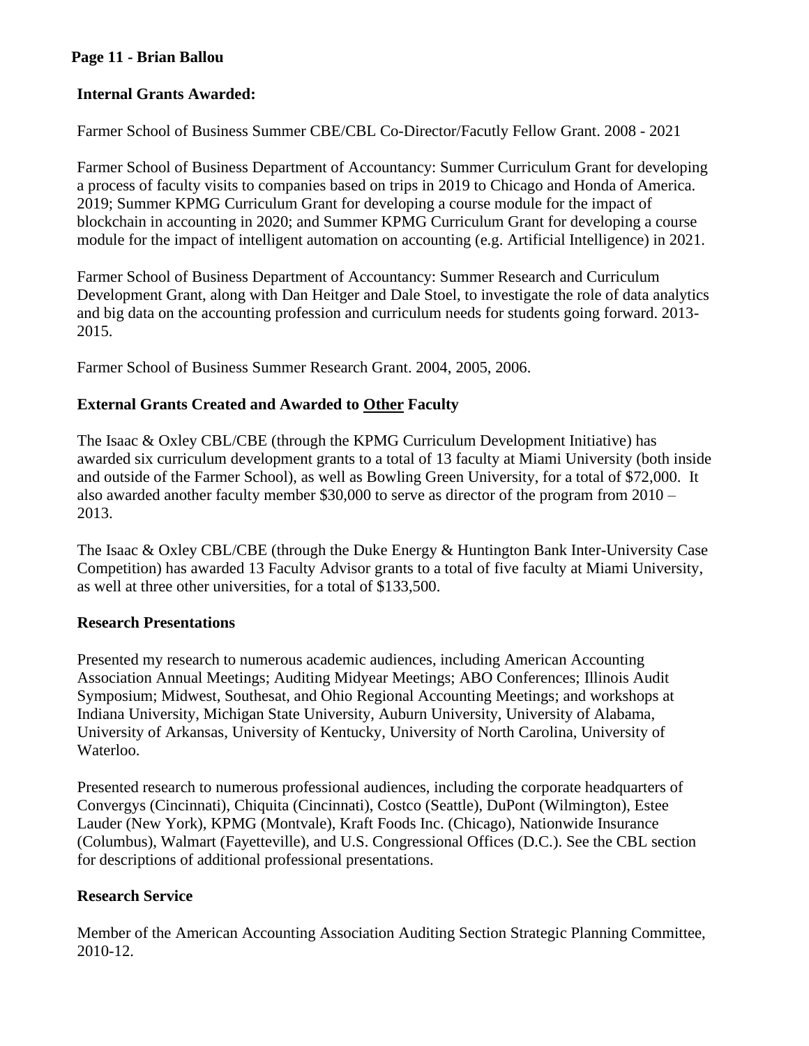### Internal Grants Awarded:

Farmer School of Business Summer CBE/CBL Co-Director/Facutly Fellow Grant. 2008 - 2021

Farmer School of Business Department of Accountancy: Summer Curriculum Grant for developing a process of faculty visits to companies based on trips in 2019 to Chicago and Honda of America. 2019; Summer KPMG Curriculum Grant for developing a course module for the impact of blockchain in accounting in 2020; and Summer KPMG Curriculum Grant for developing a course module for the impact of intelligent automation on accounting (e.g. Artificial Intelligence) in 2021.

Farmer School of Business Department of Accountancy: Summer Research and Curriculum Development Grant, along with Dan Heitger and Dale Stoel, to investigate the role of data analytics and big data on the accounting profession and curriculum needs for students going forward. 2013-2015.

Farmer School of Business Summer Research Grant. 2004, 2005, 2006.

### External Grants Created and Awarded to Other Faculty

The Isaac & Oxley CBL/CBE (through the KPMG Curriculum Development Initiative) has awarded six curriculum development grants to a total of 13 faculty at Miami University (both inside and outside of the Farmer School), as well as Bowling Green University, for a total of $72,000. It also awarded another faculty member $30,000 to serve as director of the program from 2010 – 2013.

The Isaac & Oxley CBL/CBE (through the Duke Energy & Huntington Bank Inter-University Case Competition) has awarded 13 Faculty Advisor grants to a total of five faculty at Miami University, as well at three other universities, for a total of $133,500.

### Research Presentations

Presented my research to numerous academic audiences, including American Accounting Association Annual Meetings; Auditing Midyear Meetings; ABO Conferences; Illinois Audit Symposium; Midwest, Southesat, and Ohio Regional Accounting Meetings; and workshops at Indiana University, Michigan State University, Auburn University, University of Alabama, University of Arkansas, University of Kentucky, University of North Carolina, University of Waterloo.

Presented research to numerous professional audiences, including the corporate headquarters of Convergys (Cincinnati), Chiquita (Cincinnati), Costco (Seattle), DuPont (Wilmington), Estee Lauder (New York), KPMG (Montvale), Kraft Foods Inc. (Chicago), Nationwide Insurance (Columbus), Walmart (Fayetteville), and U.S. Congressional Offices (D.C.). See the CBL section for descriptions of additional professional presentations.

### Research Service

Member of the American Accounting Association Auditing Section Strategic Planning Committee, 2010-12.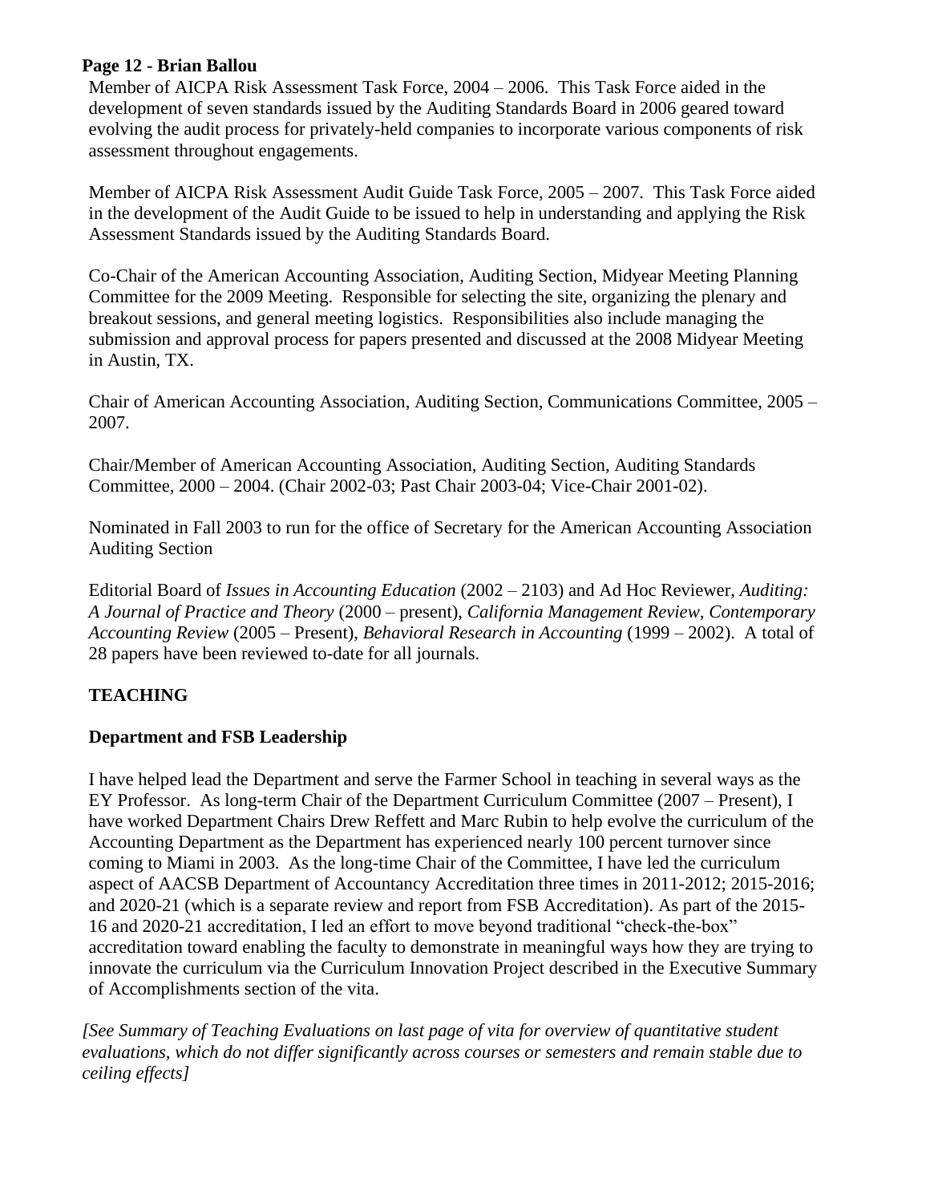Member of AICPA Risk Assessment Task Force, 2004 – 2006. This Task Force aided in the development of seven standards issued by the Auditing Standards Board in 2006 geared toward evolving the audit process for privately-held companies to incorporate various components of risk assessment throughout engagements.

Member of AICPA Risk Assessment Audit Guide Task Force, 2005 – 2007. This Task Force aided in the development of the Audit Guide to be issued to help in understanding and applying the Risk Assessment Standards issued by the Auditing Standards Board.

Co-Chair of the American Accounting Association, Auditing Section, Midyear Meeting Planning Committee for the 2009 Meeting. Responsible for selecting the site, organizing the plenary and breakout sessions, and general meeting logistics. Responsibilities also include managing the submission and approval process for papers presented and discussed at the 2008 Midyear Meeting in Austin, TX.

Chair of American Accounting Association, Auditing Section, Communications Committee, 2005 – 2007.

Chair/Member of American Accounting Association, Auditing Section, Auditing Standards Committee, 2000 – 2004. (Chair 2002-03; Past Chair 2003-04; Vice-Chair 2001-02).

Nominated in Fall 2003 to run for the office of Secretary for the American Accounting Association Auditing Section

Editorial Board of *Issues in Accounting Education* (2002 – 2103) and Ad Hoc Reviewer, *Auditing: A Journal of Practice and Theory* (2000 – present), *California Management Review*, *Contemporary Accounting Review* (2005 – Present), *Behavioral Research in Accounting* (1999 – 2002). A total of 28 papers have been reviewed to-date for all journals.

## TEACHING

### Department and FSB Leadership

I have helped lead the Department and serve the Farmer School in teaching in several ways as the EY Professor. As long-term Chair of the Department Curriculum Committee (2007 – Present), I have worked Department Chairs Drew Reffett and Marc Rubin to help evolve the curriculum of the Accounting Department as the Department has experienced nearly 100 percent turnover since coming to Miami in 2003. As the long-time Chair of the Committee, I have led the curriculum aspect of AACSB Department of Accountancy Accreditation three times in 2011-2012; 2015-2016; and 2020-21 (which is a separate review and report from FSB Accreditation). As part of the 2015-16 and 2020-21 accreditation, I led an effort to move beyond traditional "check-the-box" accreditation toward enabling the faculty to demonstrate in meaningful ways how they are trying to innovate the curriculum via the Curriculum Innovation Project described in the Executive Summary of Accomplishments section of the vita.

*[See Summary of Teaching Evaluations on last page of vita for overview of quantitative student evaluations, which do not differ significantly across courses or semesters and remain stable due to ceiling effects]*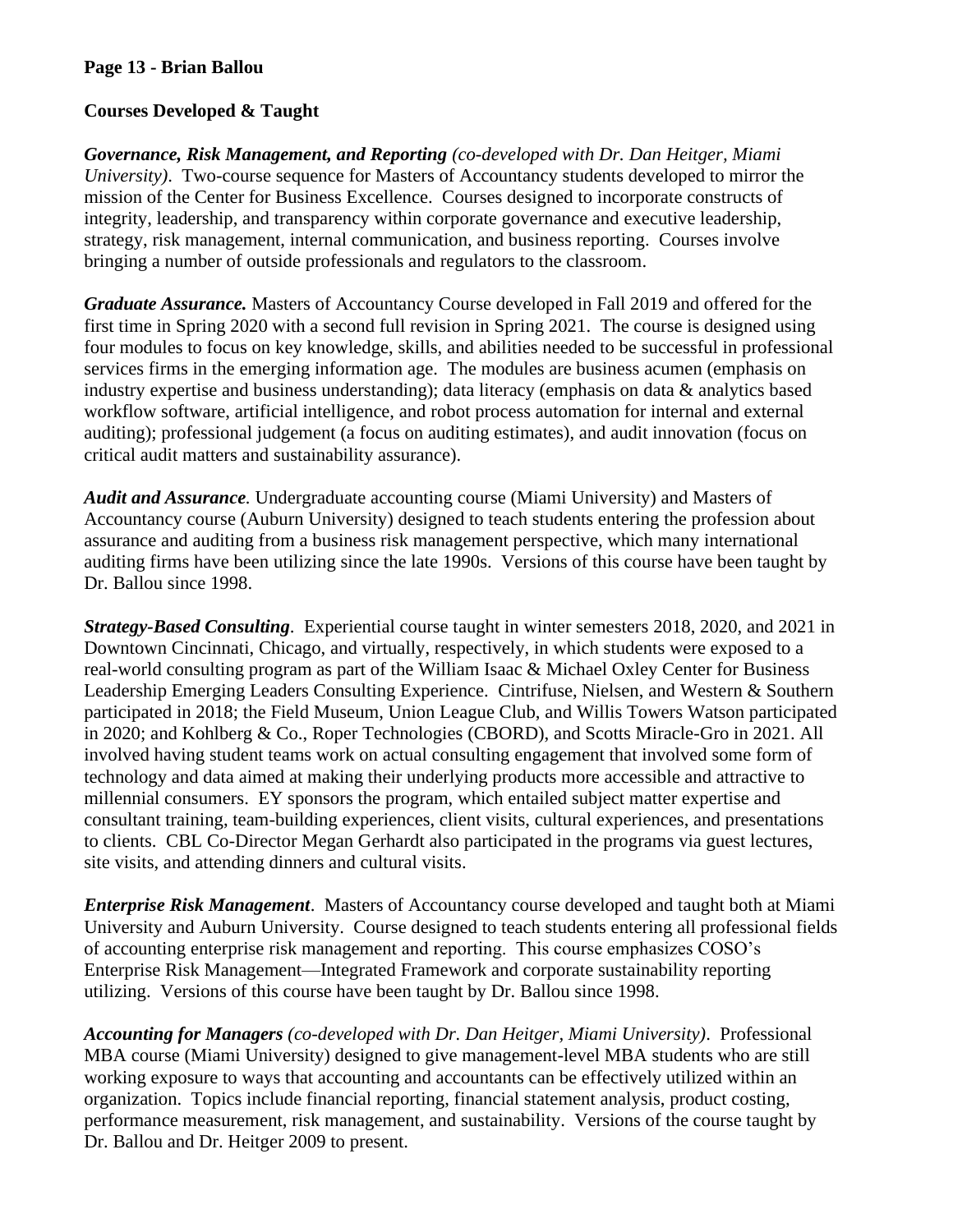## Courses Developed & Taught

***Governance, Risk Management, and Reporting*** *(co-developed with Dr. Dan Heitger, Miami University)*. Two-course sequence for Masters of Accountancy students developed to mirror the mission of the Center for Business Excellence. Courses designed to incorporate constructs of integrity, leadership, and transparency within corporate governance and executive leadership, strategy, risk management, internal communication, and business reporting. Courses involve bringing a number of outside professionals and regulators to the classroom.

***Graduate Assurance.*** Masters of Accountancy Course developed in Fall 2019 and offered for the first time in Spring 2020 with a second full revision in Spring 2021. The course is designed using four modules to focus on key knowledge, skills, and abilities needed to be successful in professional services firms in the emerging information age. The modules are business acumen (emphasis on industry expertise and business understanding); data literacy (emphasis on data & analytics based workflow software, artificial intelligence, and robot process automation for internal and external auditing); professional judgement (a focus on auditing estimates), and audit innovation (focus on critical audit matters and sustainability assurance).

***Audit and Assurance.*** Undergraduate accounting course (Miami University) and Masters of Accountancy course (Auburn University) designed to teach students entering the profession about assurance and auditing from a business risk management perspective, which many international auditing firms have been utilizing since the late 1990s. Versions of this course have been taught by Dr. Ballou since 1998.

***Strategy-Based Consulting***. Experiential course taught in winter semesters 2018, 2020, and 2021 in Downtown Cincinnati, Chicago, and virtually, respectively, in which students were exposed to a real-world consulting program as part of the William Isaac & Michael Oxley Center for Business Leadership Emerging Leaders Consulting Experience. Cintrifuse, Nielsen, and Western & Southern participated in 2018; the Field Museum, Union League Club, and Willis Towers Watson participated in 2020; and Kohlberg & Co., Roper Technologies (CBORD), and Scotts Miracle-Gro in 2021. All involved having student teams work on actual consulting engagement that involved some form of technology and data aimed at making their underlying products more accessible and attractive to millennial consumers. EY sponsors the program, which entailed subject matter expertise and consultant training, team-building experiences, client visits, cultural experiences, and presentations to clients. CBL Co-Director Megan Gerhardt also participated in the programs via guest lectures, site visits, and attending dinners and cultural visits.

***Enterprise Risk Management***. Masters of Accountancy course developed and taught both at Miami University and Auburn University. Course designed to teach students entering all professional fields of accounting enterprise risk management and reporting. This course emphasizes COSO's Enterprise Risk Management—Integrated Framework and corporate sustainability reporting utilizing. Versions of this course have been taught by Dr. Ballou since 1998.

***Accounting for Managers*** *(co-developed with Dr. Dan Heitger, Miami University)*. Professional MBA course (Miami University) designed to give management-level MBA students who are still working exposure to ways that accounting and accountants can be effectively utilized within an organization. Topics include financial reporting, financial statement analysis, product costing, performance measurement, risk management, and sustainability. Versions of the course taught by Dr. Ballou and Dr. Heitger 2009 to present.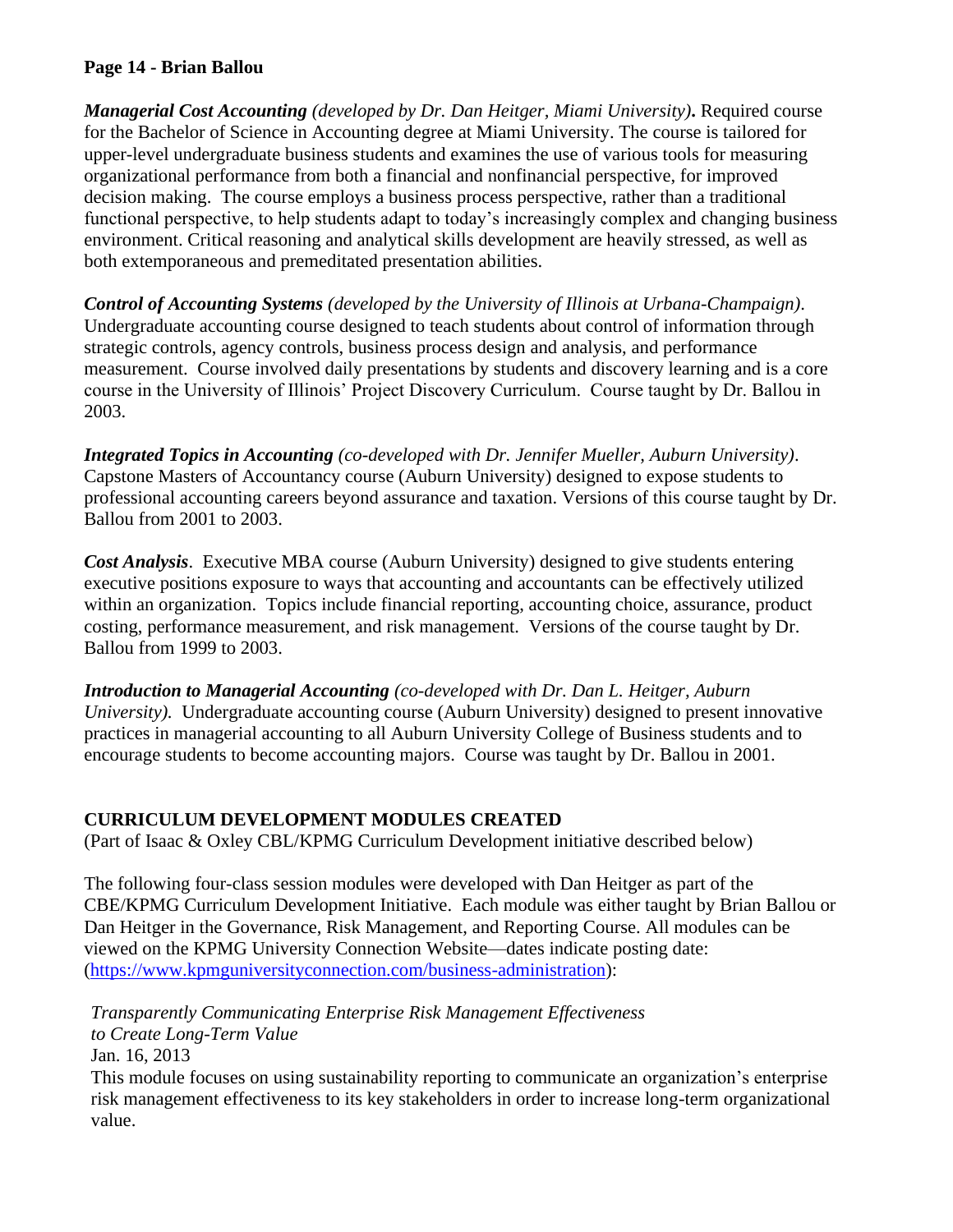***Managerial Cost Accounting*** *(developed by Dr. Dan Heitger, Miami University)***.** Required course for the Bachelor of Science in Accounting degree at Miami University. The course is tailored for upper-level undergraduate business students and examines the use of various tools for measuring organizational performance from both a financial and nonfinancial perspective, for improved decision making. The course employs a business process perspective, rather than a traditional functional perspective, to help students adapt to today's increasingly complex and changing business environment. Critical reasoning and analytical skills development are heavily stressed, as well as both extemporaneous and premeditated presentation abilities.

***Control of Accounting Systems*** *(developed by the University of Illinois at Urbana-Champaign)*. Undergraduate accounting course designed to teach students about control of information through strategic controls, agency controls, business process design and analysis, and performance measurement. Course involved daily presentations by students and discovery learning and is a core course in the University of Illinois' Project Discovery Curriculum. Course taught by Dr. Ballou in 2003.

***Integrated Topics in Accounting*** *(co-developed with Dr. Jennifer Mueller, Auburn University)*. Capstone Masters of Accountancy course (Auburn University) designed to expose students to professional accounting careers beyond assurance and taxation. Versions of this course taught by Dr. Ballou from 2001 to 2003.

***Cost Analysis***. Executive MBA course (Auburn University) designed to give students entering executive positions exposure to ways that accounting and accountants can be effectively utilized within an organization. Topics include financial reporting, accounting choice, assurance, product costing, performance measurement, and risk management. Versions of the course taught by Dr. Ballou from 1999 to 2003.

***Introduction to Managerial Accounting*** *(co-developed with Dr. Dan L. Heitger, Auburn University).* Undergraduate accounting course (Auburn University) designed to present innovative practices in managerial accounting to all Auburn University College of Business students and to encourage students to become accounting majors. Course was taught by Dr. Ballou in 2001.

## CURRICULUM DEVELOPMENT MODULES CREATED

(Part of Isaac & Oxley CBL/KPMG Curriculum Development initiative described below)

The following four-class session modules were developed with Dan Heitger as part of the CBE/KPMG Curriculum Development Initiative. Each module was either taught by Brian Ballou or Dan Heitger in the Governance, Risk Management, and Reporting Course. All modules can be viewed on the KPMG University Connection Website—dates indicate posting date: ([https://www.kpmguniversityconnection.com/business-administration](https://www.kpmguniversityconnection.com/business-administration)):

*Transparently Communicating Enterprise Risk Management Effectiveness to Create Long-Term Value*
Jan. 16, 2013
This module focuses on using sustainability reporting to communicate an organization's enterprise risk management effectiveness to its key stakeholders in order to increase long-term organizational value.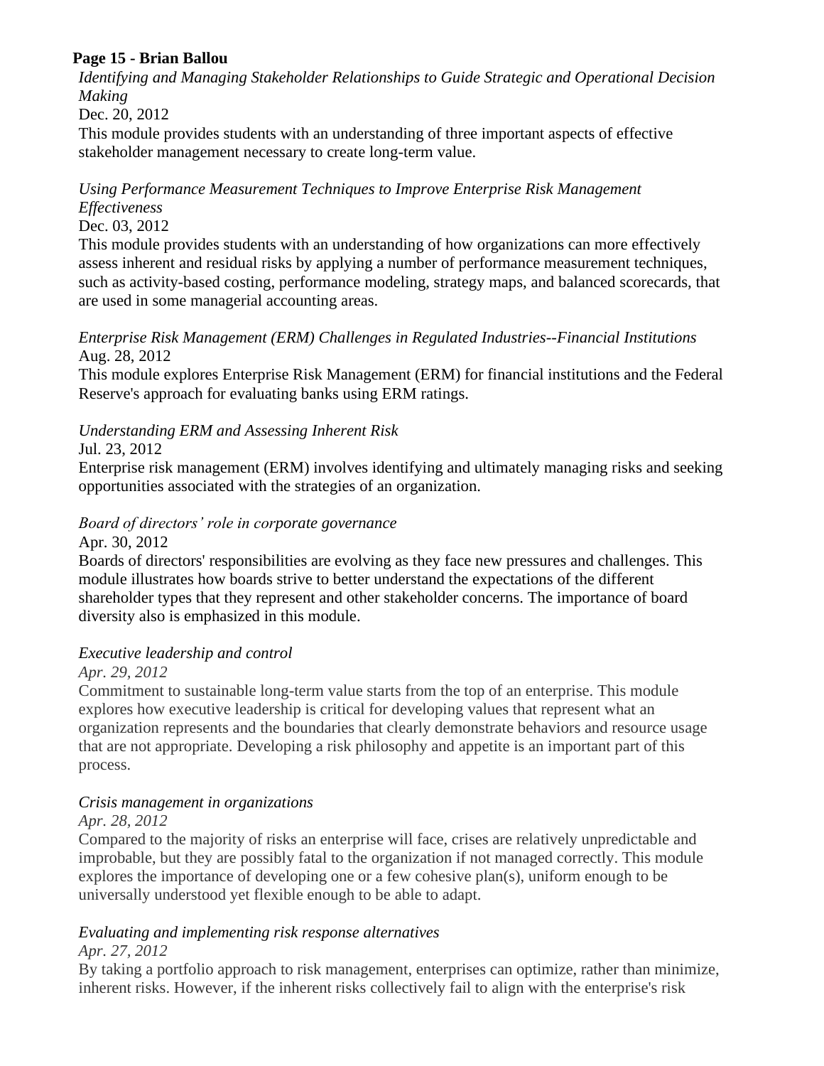**Page 15 - Brian Ballou**

*Identifying and Managing Stakeholder Relationships to Guide Strategic and Operational Decision Making*
Dec. 20, 2012
This module provides students with an understanding of three important aspects of effective stakeholder management necessary to create long-term value.

*Using Performance Measurement Techniques to Improve Enterprise Risk Management Effectiveness*
Dec. 03, 2012
This module provides students with an understanding of how organizations can more effectively assess inherent and residual risks by applying a number of performance measurement techniques, such as activity-based costing, performance modeling, strategy maps, and balanced scorecards, that are used in some managerial accounting areas.

*Enterprise Risk Management (ERM) Challenges in Regulated Industries--Financial Institutions*
Aug. 28, 2012
This module explores Enterprise Risk Management (ERM) for financial institutions and the Federal Reserve's approach for evaluating banks using ERM ratings.

*Understanding ERM and Assessing Inherent Risk*
Jul. 23, 2012
Enterprise risk management (ERM) involves identifying and ultimately managing risks and seeking opportunities associated with the strategies of an organization.

*Board of directors' role in corporate governance*
Apr. 30, 2012
Boards of directors' responsibilities are evolving as they face new pressures and challenges. This module illustrates how boards strive to better understand the expectations of the different shareholder types that they represent and other stakeholder concerns. The importance of board diversity also is emphasized in this module.

*Executive leadership and control*
*Apr. 29, 2012*
Commitment to sustainable long-term value starts from the top of an enterprise. This module explores how executive leadership is critical for developing values that represent what an organization represents and the boundaries that clearly demonstrate behaviors and resource usage that are not appropriate. Developing a risk philosophy and appetite is an important part of this process.

*Crisis management in organizations*
*Apr. 28, 2012*
Compared to the majority of risks an enterprise will face, crises are relatively unpredictable and improbable, but they are possibly fatal to the organization if not managed correctly. This module explores the importance of developing one or a few cohesive plan(s), uniform enough to be universally understood yet flexible enough to be able to adapt.

*Evaluating and implementing risk response alternatives*
*Apr. 27, 2012*
By taking a portfolio approach to risk management, enterprises can optimize, rather than minimize, inherent risks. However, if the inherent risks collectively fail to align with the enterprise's risk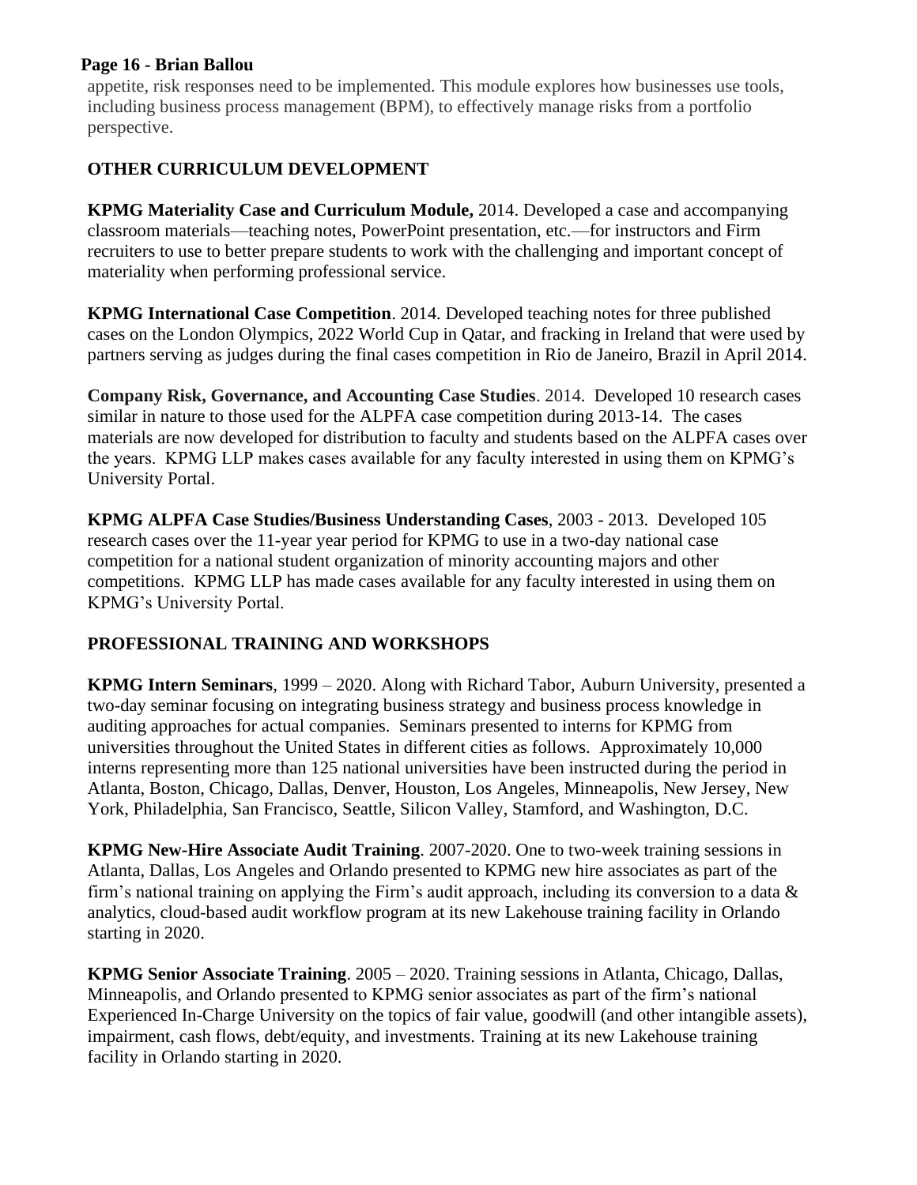appetite, risk responses need to be implemented. This module explores how businesses use tools, including business process management (BPM), to effectively manage risks from a portfolio perspective.

## OTHER CURRICULUM DEVELOPMENT

**KPMG Materiality Case and Curriculum Module,** 2014. Developed a case and accompanying classroom materials—teaching notes, PowerPoint presentation, etc.—for instructors and Firm recruiters to use to better prepare students to work with the challenging and important concept of materiality when performing professional service.

**KPMG International Case Competition**. 2014. Developed teaching notes for three published cases on the London Olympics, 2022 World Cup in Qatar, and fracking in Ireland that were used by partners serving as judges during the final cases competition in Rio de Janeiro, Brazil in April 2014.

**Company Risk, Governance, and Accounting Case Studies**. 2014. Developed 10 research cases similar in nature to those used for the ALPFA case competition during 2013-14. The cases materials are now developed for distribution to faculty and students based on the ALPFA cases over the years. KPMG LLP makes cases available for any faculty interested in using them on KPMG's University Portal.

**KPMG ALPFA Case Studies/Business Understanding Cases**, 2003 - 2013. Developed 105 research cases over the 11-year year period for KPMG to use in a two-day national case competition for a national student organization of minority accounting majors and other competitions. KPMG LLP has made cases available for any faculty interested in using them on KPMG's University Portal.

## PROFESSIONAL TRAINING AND WORKSHOPS

**KPMG Intern Seminars**, 1999 – 2020. Along with Richard Tabor, Auburn University, presented a two-day seminar focusing on integrating business strategy and business process knowledge in auditing approaches for actual companies. Seminars presented to interns for KPMG from universities throughout the United States in different cities as follows. Approximately 10,000 interns representing more than 125 national universities have been instructed during the period in Atlanta, Boston, Chicago, Dallas, Denver, Houston, Los Angeles, Minneapolis, New Jersey, New York, Philadelphia, San Francisco, Seattle, Silicon Valley, Stamford, and Washington, D.C.

**KPMG New-Hire Associate Audit Training**. 2007-2020. One to two-week training sessions in Atlanta, Dallas, Los Angeles and Orlando presented to KPMG new hire associates as part of the firm's national training on applying the Firm's audit approach, including its conversion to a data & analytics, cloud-based audit workflow program at its new Lakehouse training facility in Orlando starting in 2020.

**KPMG Senior Associate Training**. 2005 – 2020. Training sessions in Atlanta, Chicago, Dallas, Minneapolis, and Orlando presented to KPMG senior associates as part of the firm's national Experienced In-Charge University on the topics of fair value, goodwill (and other intangible assets), impairment, cash flows, debt/equity, and investments. Training at its new Lakehouse training facility in Orlando starting in 2020.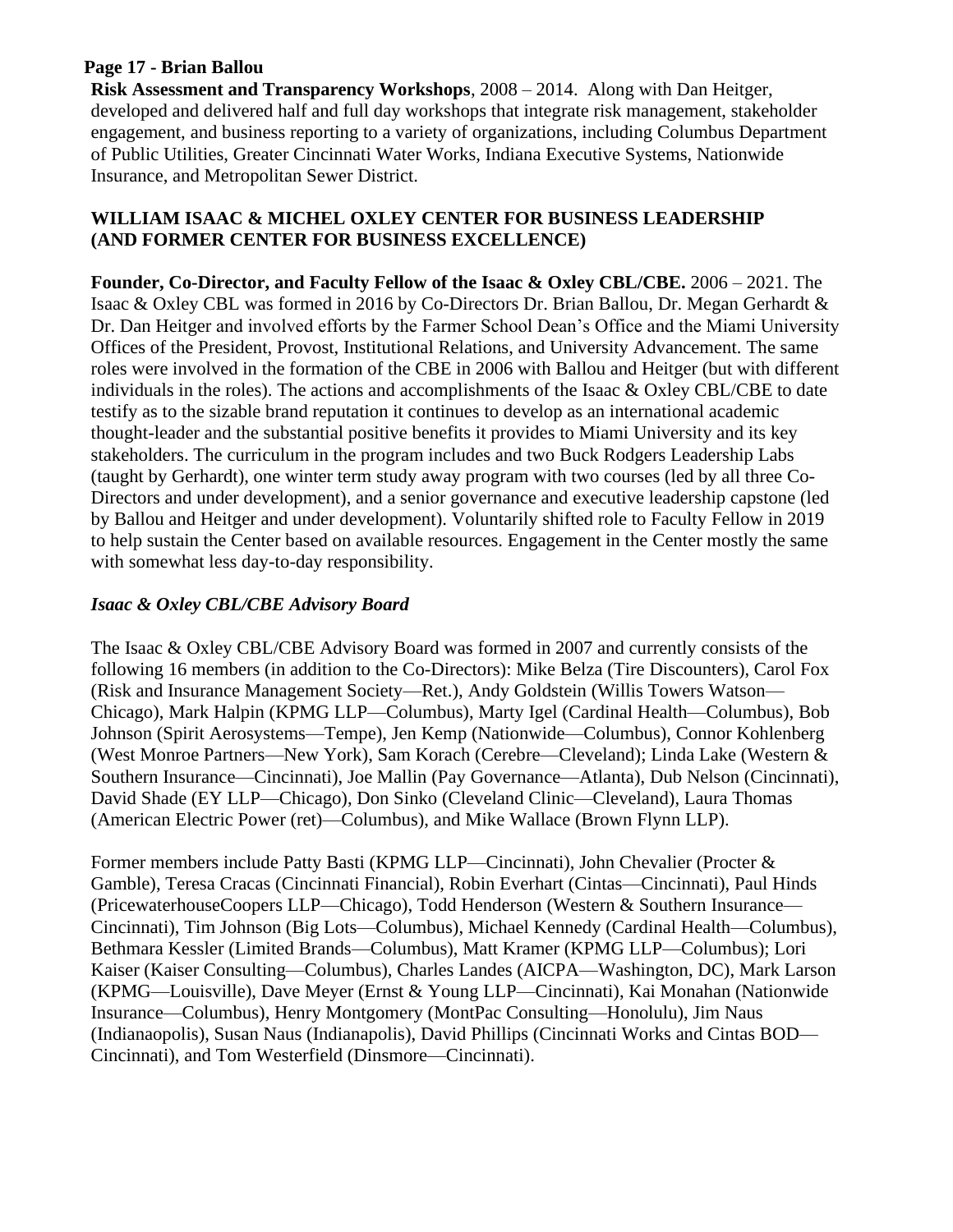**Risk Assessment and Transparency Workshops**, 2008 – 2014. Along with Dan Heitger, developed and delivered half and full day workshops that integrate risk management, stakeholder engagement, and business reporting to a variety of organizations, including Columbus Department of Public Utilities, Greater Cincinnati Water Works, Indiana Executive Systems, Nationwide Insurance, and Metropolitan Sewer District.

## WILLIAM ISAAC & MICHEL OXLEY CENTER FOR BUSINESS LEADERSHIP (AND FORMER CENTER FOR BUSINESS EXCELLENCE)

**Founder, Co-Director, and Faculty Fellow of the Isaac & Oxley CBL/CBE.** 2006 – 2021. The Isaac & Oxley CBL was formed in 2016 by Co-Directors Dr. Brian Ballou, Dr. Megan Gerhardt & Dr. Dan Heitger and involved efforts by the Farmer School Dean's Office and the Miami University Offices of the President, Provost, Institutional Relations, and University Advancement. The same roles were involved in the formation of the CBE in 2006 with Ballou and Heitger (but with different individuals in the roles). The actions and accomplishments of the Isaac & Oxley CBL/CBE to date testify as to the sizable brand reputation it continues to develop as an international academic thought-leader and the substantial positive benefits it provides to Miami University and its key stakeholders. The curriculum in the program includes and two Buck Rodgers Leadership Labs (taught by Gerhardt), one winter term study away program with two courses (led by all three Co-Directors and under development), and a senior governance and executive leadership capstone (led by Ballou and Heitger and under development). Voluntarily shifted role to Faculty Fellow in 2019 to help sustain the Center based on available resources. Engagement in the Center mostly the same with somewhat less day-to-day responsibility.

### *Isaac & Oxley CBL/CBE Advisory Board*

The Isaac & Oxley CBL/CBE Advisory Board was formed in 2007 and currently consists of the following 16 members (in addition to the Co-Directors): Mike Belza (Tire Discounters), Carol Fox (Risk and Insurance Management Society—Ret.), Andy Goldstein (Willis Towers Watson—Chicago), Mark Halpin (KPMG LLP—Columbus), Marty Igel (Cardinal Health—Columbus), Bob Johnson (Spirit Aerosystems—Tempe), Jen Kemp (Nationwide—Columbus), Connor Kohlenberg (West Monroe Partners—New York), Sam Korach (Cerebre—Cleveland); Linda Lake (Western & Southern Insurance—Cincinnati), Joe Mallin (Pay Governance—Atlanta), Dub Nelson (Cincinnati), David Shade (EY LLP—Chicago), Don Sinko (Cleveland Clinic—Cleveland), Laura Thomas (American Electric Power (ret)—Columbus), and Mike Wallace (Brown Flynn LLP).

Former members include Patty Basti (KPMG LLP—Cincinnati), John Chevalier (Procter & Gamble), Teresa Cracas (Cincinnati Financial), Robin Everhart (Cintas—Cincinnati), Paul Hinds (PricewaterhouseCoopers LLP—Chicago), Todd Henderson (Western & Southern Insurance—Cincinnati), Tim Johnson (Big Lots—Columbus), Michael Kennedy (Cardinal Health—Columbus), Bethmara Kessler (Limited Brands—Columbus), Matt Kramer (KPMG LLP—Columbus); Lori Kaiser (Kaiser Consulting—Columbus), Charles Landes (AICPA—Washington, DC), Mark Larson (KPMG—Louisville), Dave Meyer (Ernst & Young LLP—Cincinnati), Kai Monahan (Nationwide Insurance—Columbus), Henry Montgomery (MontPac Consulting—Honolulu), Jim Naus (Indianaopolis), Susan Naus (Indianapolis), David Phillips (Cincinnati Works and Cintas BOD—Cincinnati), and Tom Westerfield (Dinsmore—Cincinnati).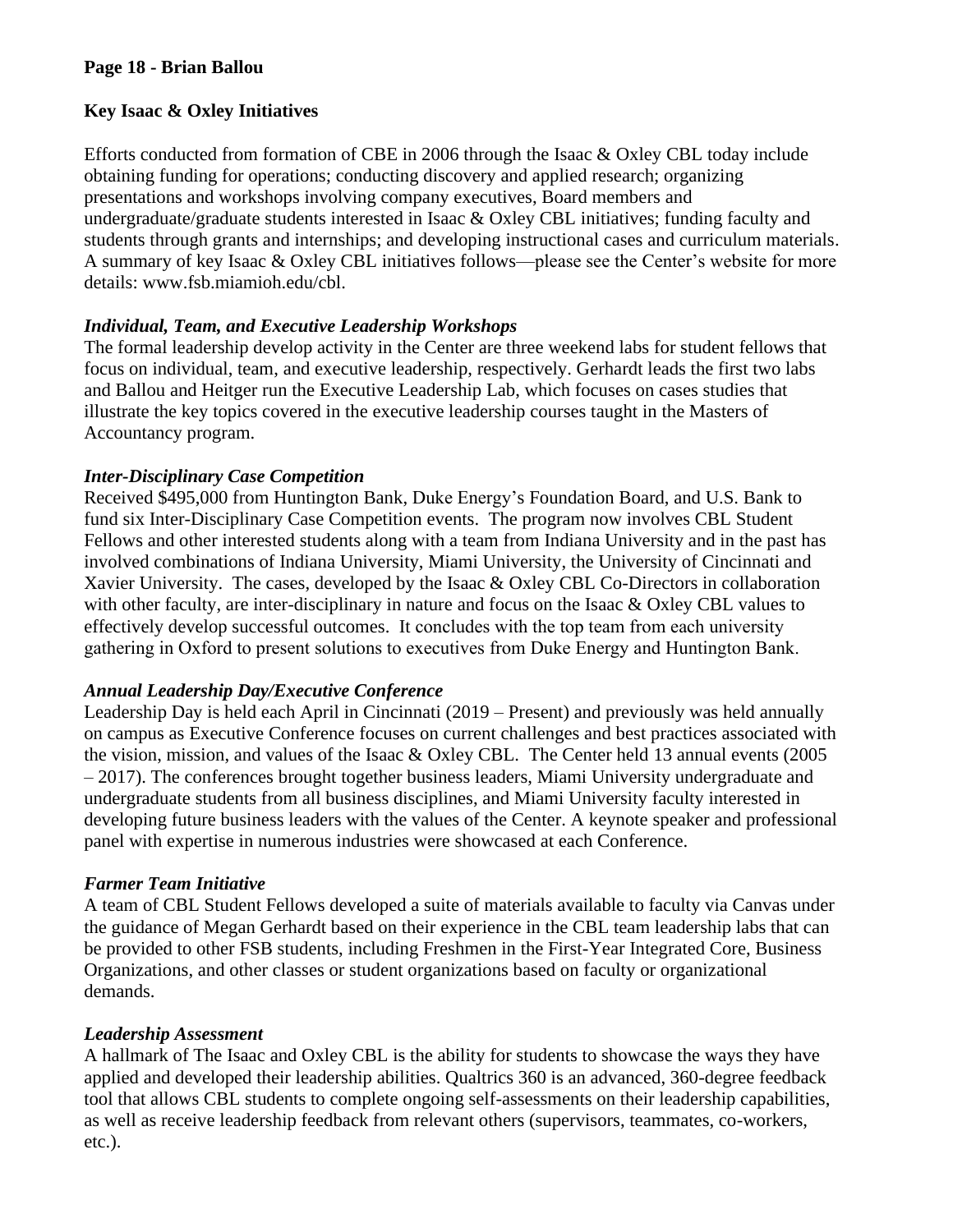**Page 18 - Brian Ballou**

## Key Isaac & Oxley Initiatives

Efforts conducted from formation of CBE in 2006 through the Isaac & Oxley CBL today include obtaining funding for operations; conducting discovery and applied research; organizing presentations and workshops involving company executives, Board members and undergraduate/graduate students interested in Isaac & Oxley CBL initiatives; funding faculty and students through grants and internships; and developing instructional cases and curriculum materials. A summary of key Isaac & Oxley CBL initiatives follows—please see the Center's website for more details: www.fsb.miamioh.edu/cbl.

### *Individual, Team, and Executive Leadership Workshops*

The formal leadership develop activity in the Center are three weekend labs for student fellows that focus on individual, team, and executive leadership, respectively. Gerhardt leads the first two labs and Ballou and Heitger run the Executive Leadership Lab, which focuses on cases studies that illustrate the key topics covered in the executive leadership courses taught in the Masters of Accountancy program.

### *Inter-Disciplinary Case Competition*

Received $495,000 from Huntington Bank, Duke Energy's Foundation Board, and U.S. Bank to fund six Inter-Disciplinary Case Competition events. The program now involves CBL Student Fellows and other interested students along with a team from Indiana University and in the past has involved combinations of Indiana University, Miami University, the University of Cincinnati and Xavier University. The cases, developed by the Isaac & Oxley CBL Co-Directors in collaboration with other faculty, are inter-disciplinary in nature and focus on the Isaac & Oxley CBL values to effectively develop successful outcomes. It concludes with the top team from each university gathering in Oxford to present solutions to executives from Duke Energy and Huntington Bank.

### *Annual Leadership Day/Executive Conference*

Leadership Day is held each April in Cincinnati (2019 – Present) and previously was held annually on campus as Executive Conference focuses on current challenges and best practices associated with the vision, mission, and values of the Isaac & Oxley CBL. The Center held 13 annual events (2005 – 2017). The conferences brought together business leaders, Miami University undergraduate and undergraduate students from all business disciplines, and Miami University faculty interested in developing future business leaders with the values of the Center. A keynote speaker and professional panel with expertise in numerous industries were showcased at each Conference.

### *Farmer Team Initiative*

A team of CBL Student Fellows developed a suite of materials available to faculty via Canvas under the guidance of Megan Gerhardt based on their experience in the CBL team leadership labs that can be provided to other FSB students, including Freshmen in the First-Year Integrated Core, Business Organizations, and other classes or student organizations based on faculty or organizational demands.

### *Leadership Assessment*

A hallmark of The Isaac and Oxley CBL is the ability for students to showcase the ways they have applied and developed their leadership abilities. Qualtrics 360 is an advanced, 360-degree feedback tool that allows CBL students to complete ongoing self-assessments on their leadership capabilities, as well as receive leadership feedback from relevant others (supervisors, teammates, co-workers, etc.).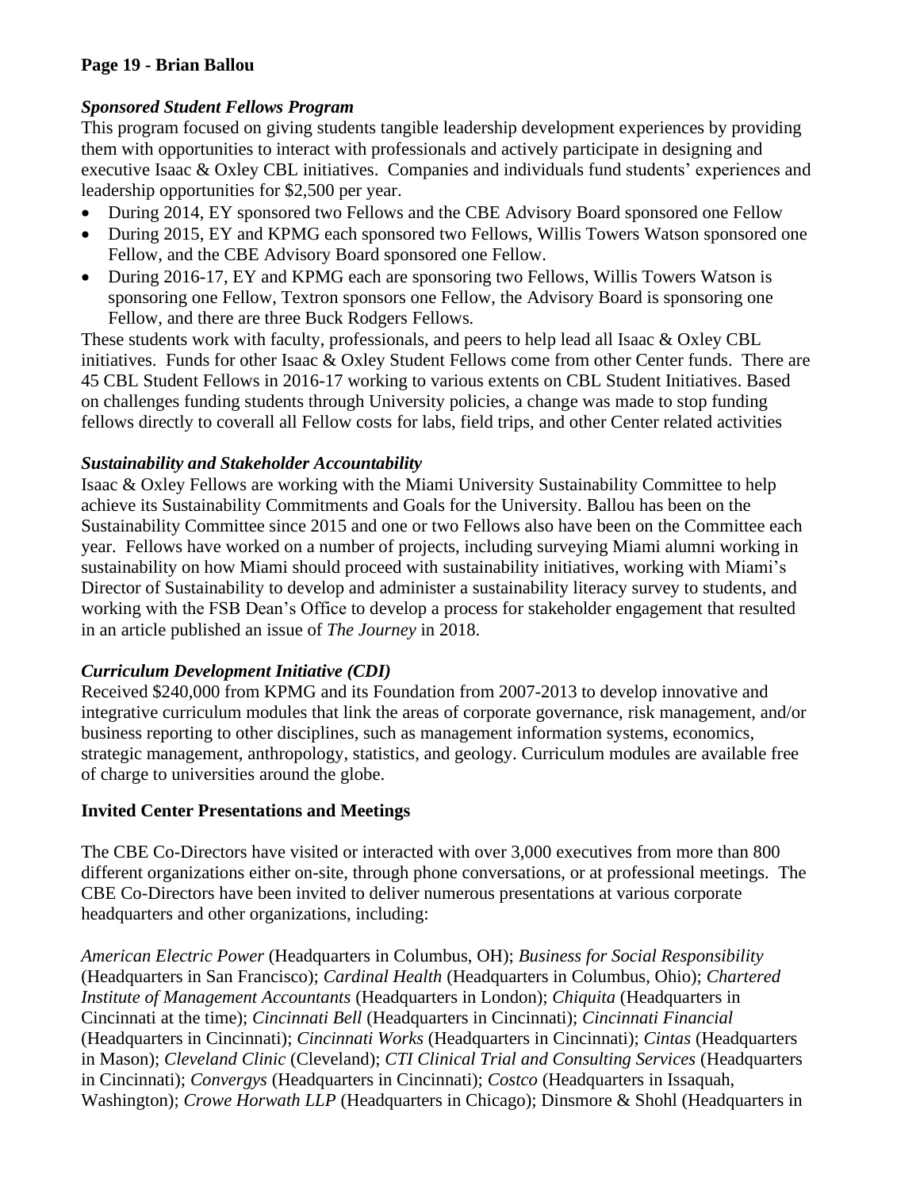**Page 19 - Brian Ballou**

***Sponsored Student Fellows Program***

This program focused on giving students tangible leadership development experiences by providing them with opportunities to interact with professionals and actively participate in designing and executive Isaac & Oxley CBL initiatives. Companies and individuals fund students' experiences and leadership opportunities for $2,500 per year.

- During 2014, EY sponsored two Fellows and the CBE Advisory Board sponsored one Fellow
- During 2015, EY and KPMG each sponsored two Fellows, Willis Towers Watson sponsored one Fellow, and the CBE Advisory Board sponsored one Fellow.
- During 2016-17, EY and KPMG each are sponsoring two Fellows, Willis Towers Watson is sponsoring one Fellow, Textron sponsors one Fellow, the Advisory Board is sponsoring one Fellow, and there are three Buck Rodgers Fellows.

These students work with faculty, professionals, and peers to help lead all Isaac & Oxley CBL initiatives. Funds for other Isaac & Oxley Student Fellows come from other Center funds. There are 45 CBL Student Fellows in 2016-17 working to various extents on CBL Student Initiatives. Based on challenges funding students through University policies, a change was made to stop funding fellows directly to coverall all Fellow costs for labs, field trips, and other Center related activities

***Sustainability and Stakeholder Accountability***

Isaac & Oxley Fellows are working with the Miami University Sustainability Committee to help achieve its Sustainability Commitments and Goals for the University. Ballou has been on the Sustainability Committee since 2015 and one or two Fellows also have been on the Committee each year. Fellows have worked on a number of projects, including surveying Miami alumni working in sustainability on how Miami should proceed with sustainability initiatives, working with Miami's Director of Sustainability to develop and administer a sustainability literacy survey to students, and working with the FSB Dean's Office to develop a process for stakeholder engagement that resulted in an article published an issue of *The Journey* in 2018.

***Curriculum Development Initiative (CDI)***

Received $240,000 from KPMG and its Foundation from 2007-2013 to develop innovative and integrative curriculum modules that link the areas of corporate governance, risk management, and/or business reporting to other disciplines, such as management information systems, economics, strategic management, anthropology, statistics, and geology. Curriculum modules are available free of charge to universities around the globe.

**Invited Center Presentations and Meetings**

The CBE Co-Directors have visited or interacted with over 3,000 executives from more than 800 different organizations either on-site, through phone conversations, or at professional meetings. The CBE Co-Directors have been invited to deliver numerous presentations at various corporate headquarters and other organizations, including:

*American Electric Power* (Headquarters in Columbus, OH); *Business for Social Responsibility* (Headquarters in San Francisco); *Cardinal Health* (Headquarters in Columbus, Ohio); *Chartered Institute of Management Accountants* (Headquarters in London); *Chiquita* (Headquarters in Cincinnati at the time); *Cincinnati Bell* (Headquarters in Cincinnati); *Cincinnati Financial* (Headquarters in Cincinnati); *Cincinnati Works* (Headquarters in Cincinnati); *Cintas* (Headquarters in Mason); *Cleveland Clinic* (Cleveland); *CTI Clinical Trial and Consulting Services* (Headquarters in Cincinnati); *Convergys* (Headquarters in Cincinnati); *Costco* (Headquarters in Issaquah, Washington); *Crowe Horwath LLP* (Headquarters in Chicago); Dinsmore & Shohl (Headquarters in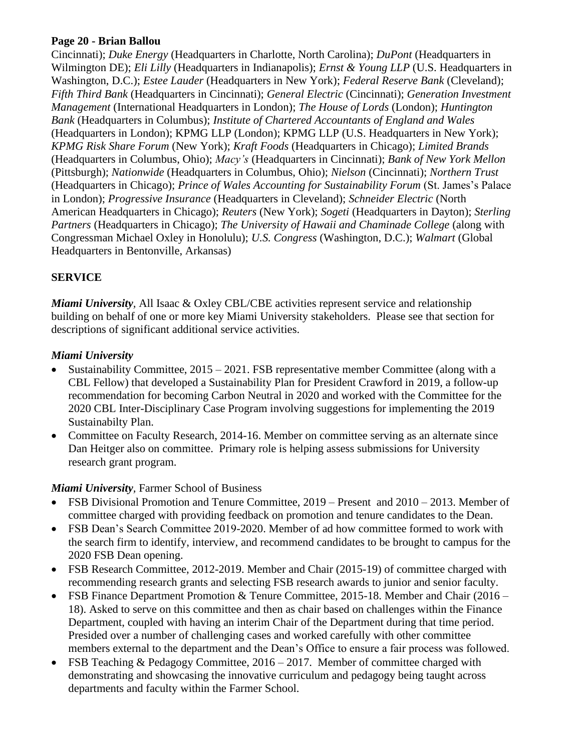Cincinnati); *Duke Energy* (Headquarters in Charlotte, North Carolina); *DuPont* (Headquarters in Wilmington DE); *Eli Lilly* (Headquarters in Indianapolis); *Ernst & Young LLP* (U.S. Headquarters in Washington, D.C.); *Estee Lauder* (Headquarters in New York); *Federal Reserve Bank* (Cleveland); *Fifth Third Bank* (Headquarters in Cincinnati); *General Electric* (Cincinnati); *Generation Investment Management* (International Headquarters in London); *The House of Lords* (London); *Huntington Bank* (Headquarters in Columbus); *Institute of Chartered Accountants of England and Wales* (Headquarters in London); KPMG LLP (London); KPMG LLP (U.S. Headquarters in New York); *KPMG Risk Share Forum* (New York); *Kraft Foods* (Headquarters in Chicago); *Limited Brands* (Headquarters in Columbus, Ohio); *Macy's* (Headquarters in Cincinnati); *Bank of New York Mellon* (Pittsburgh); *Nationwide* (Headquarters in Columbus, Ohio); *Nielson* (Cincinnati); *Northern Trust* (Headquarters in Chicago); *Prince of Wales Accounting for Sustainability Forum* (St. James's Palace in London); *Progressive Insurance* (Headquarters in Cleveland); *Schneider Electric* (North American Headquarters in Chicago); *Reuters* (New York); *Sogeti* (Headquarters in Dayton); *Sterling Partners* (Headquarters in Chicago); *The University of Hawaii and Chaminade College* (along with Congressman Michael Oxley in Honolulu); *U.S. Congress* (Washington, D.C.); *Walmart* (Global Headquarters in Bentonville, Arkansas)

## SERVICE

***Miami University***, All Isaac & Oxley CBL/CBE activities represent service and relationship building on behalf of one or more key Miami University stakeholders. Please see that section for descriptions of significant additional service activities.

### ***Miami University***

- Sustainability Committee, 2015 – 2021. FSB representative member Committee (along with a CBL Fellow) that developed a Sustainability Plan for President Crawford in 2019, a follow-up recommendation for becoming Carbon Neutral in 2020 and worked with the Committee for the 2020 CBL Inter-Disciplinary Case Program involving suggestions for implementing the 2019 Sustainabilty Plan.
- Committee on Faculty Research, 2014-16. Member on committee serving as an alternate since Dan Heitger also on committee. Primary role is helping assess submissions for University research grant program.

### ***Miami University***, Farmer School of Business

- FSB Divisional Promotion and Tenure Committee, 2019 – Present and 2010 – 2013. Member of committee charged with providing feedback on promotion and tenure candidates to the Dean.
- FSB Dean's Search Committee 2019-2020. Member of ad how committee formed to work with the search firm to identify, interview, and recommend candidates to be brought to campus for the 2020 FSB Dean opening.
- FSB Research Committee, 2012-2019. Member and Chair (2015-19) of committee charged with recommending research grants and selecting FSB research awards to junior and senior faculty.
- FSB Finance Department Promotion & Tenure Committee, 2015-18. Member and Chair (2016 – 18). Asked to serve on this committee and then as chair based on challenges within the Finance Department, coupled with having an interim Chair of the Department during that time period. Presided over a number of challenging cases and worked carefully with other committee members external to the department and the Dean's Office to ensure a fair process was followed.
- FSB Teaching & Pedagogy Committee, 2016 – 2017. Member of committee charged with demonstrating and showcasing the innovative curriculum and pedagogy being taught across departments and faculty within the Farmer School.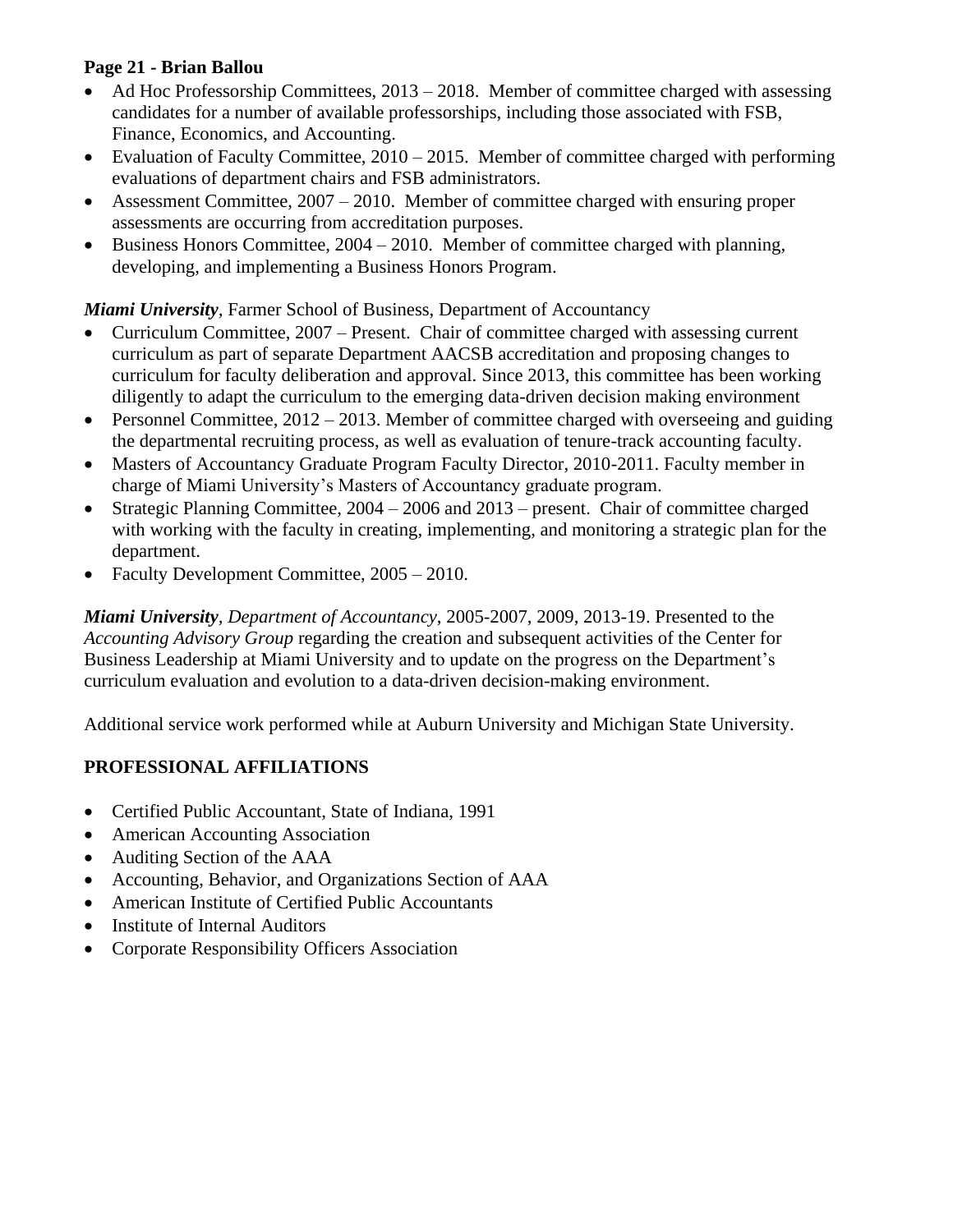- Ad Hoc Professorship Committees, 2013 – 2018. Member of committee charged with assessing candidates for a number of available professorships, including those associated with FSB, Finance, Economics, and Accounting.
- Evaluation of Faculty Committee, 2010 – 2015. Member of committee charged with performing evaluations of department chairs and FSB administrators.
- Assessment Committee, 2007 – 2010. Member of committee charged with ensuring proper assessments are occurring from accreditation purposes.
- Business Honors Committee, 2004 – 2010. Member of committee charged with planning, developing, and implementing a Business Honors Program.

***Miami University***, Farmer School of Business, Department of Accountancy

- Curriculum Committee, 2007 – Present. Chair of committee charged with assessing current curriculum as part of separate Department AACSB accreditation and proposing changes to curriculum for faculty deliberation and approval. Since 2013, this committee has been working diligently to adapt the curriculum to the emerging data-driven decision making environment
- Personnel Committee, 2012 – 2013. Member of committee charged with overseeing and guiding the departmental recruiting process, as well as evaluation of tenure-track accounting faculty.
- Masters of Accountancy Graduate Program Faculty Director, 2010-2011. Faculty member in charge of Miami University's Masters of Accountancy graduate program.
- Strategic Planning Committee, 2004 – 2006 and 2013 – present. Chair of committee charged with working with the faculty in creating, implementing, and monitoring a strategic plan for the department.
- Faculty Development Committee, 2005 – 2010.

***Miami University***, *Department of Accountancy*, 2005-2007, 2009, 2013-19. Presented to the *Accounting Advisory Group* regarding the creation and subsequent activities of the Center for Business Leadership at Miami University and to update on the progress on the Department's curriculum evaluation and evolution to a data-driven decision-making environment.

Additional service work performed while at Auburn University and Michigan State University.

## PROFESSIONAL AFFILIATIONS

- Certified Public Accountant, State of Indiana, 1991
- American Accounting Association
- Auditing Section of the AAA
- Accounting, Behavior, and Organizations Section of AAA
- American Institute of Certified Public Accountants
- Institute of Internal Auditors
- Corporate Responsibility Officers Association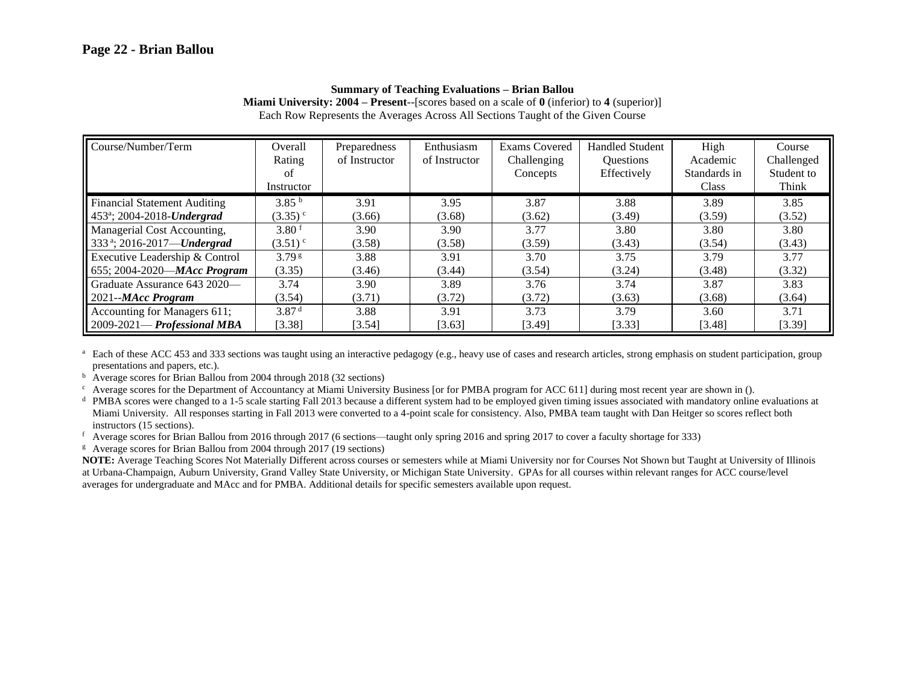**Summary of Teaching Evaluations – Brian Ballou**

**Miami University: 2004 – Present**--[scores based on a scale of **0** (inferior) to **4** (superior)]

Each Row Represents the Averages Across All Sections Taught of the Given Course

| Course/Number/Term | Overall Rating of Instructor | Preparedness of Instructor | Enthusiasm of Instructor | Exams Covered Challenging Concepts | Handled Student Questions Effectively | High Academic Standards in Class | Course Challenged Student to Think |
|---|---|---|---|---|---|---|---|
| Financial Statement Auditing 453[a]; 2004-2018-***Undergrad*** | 3.85 [b] (3.35) [c] | 3.91 (3.66) | 3.95 (3.68) | 3.87 (3.62) | 3.88 (3.49) | 3.89 (3.59) | 3.85 (3.52) |
| Managerial Cost Accounting, 333 [a]; 2016-2017—***Undergrad*** | 3.80 [f] (3.51) [c] | 3.90 (3.58) | 3.90 (3.58) | 3.77 (3.59) | 3.80 (3.43) | 3.80 (3.54) | 3.80 (3.43) |
| Executive Leadership & Control 655; 2004-2020—***MAcc Program*** | 3.79 [g] (3.35) | 3.88 (3.46) | 3.91 (3.44) | 3.70 (3.54) | 3.75 (3.24) | 3.79 (3.48) | 3.77 (3.32) |
| Graduate Assurance 643 2020—2021--***MAcc Program*** | 3.74 (3.54) | 3.90 (3.71) | 3.89 (3.72) | 3.76 (3.72) | 3.74 (3.63) | 3.87 (3.68) | 3.83 (3.64) |
| Accounting for Managers 611; 2009-2021— ***Professional MBA*** | 3.87 [d] [3.38] | 3.88 [3.54] | 3.91 [3.63] | 3.73 [3.49] | 3.79 [3.33] | 3.60 [3.48] | 3.71 [3.39] |

[a] Each of these ACC 453 and 333 sections was taught using an interactive pedagogy (e.g., heavy use of cases and research articles, strong emphasis on student participation, group presentations and papers, etc.).

[b] Average scores for Brian Ballou from 2004 through 2018 (32 sections)

[c] Average scores for the Department of Accountancy at Miami University Business [or for PMBA program for ACC 611] during most recent year are shown in ().

[d] PMBA scores were changed to a 1-5 scale starting Fall 2013 because a different system had to be employed given timing issues associated with mandatory online evaluations at Miami University. All responses starting in Fall 2013 were converted to a 4-point scale for consistency. Also, PMBA team taught with Dan Heitger so scores reflect both instructors (15 sections).

[f] Average scores for Brian Ballou from 2016 through 2017 (6 sections—taught only spring 2016 and spring 2017 to cover a faculty shortage for 333)

[g] Average scores for Brian Ballou from 2004 through 2017 (19 sections)

**NOTE:** Average Teaching Scores Not Materially Different across courses or semesters while at Miami University nor for Courses Not Shown but Taught at University of Illinois at Urbana-Champaign, Auburn University, Grand Valley State University, or Michigan State University. GPAs for all courses within relevant ranges for ACC course/level averages for undergraduate and MAcc and for PMBA. Additional details for specific semesters available upon request.